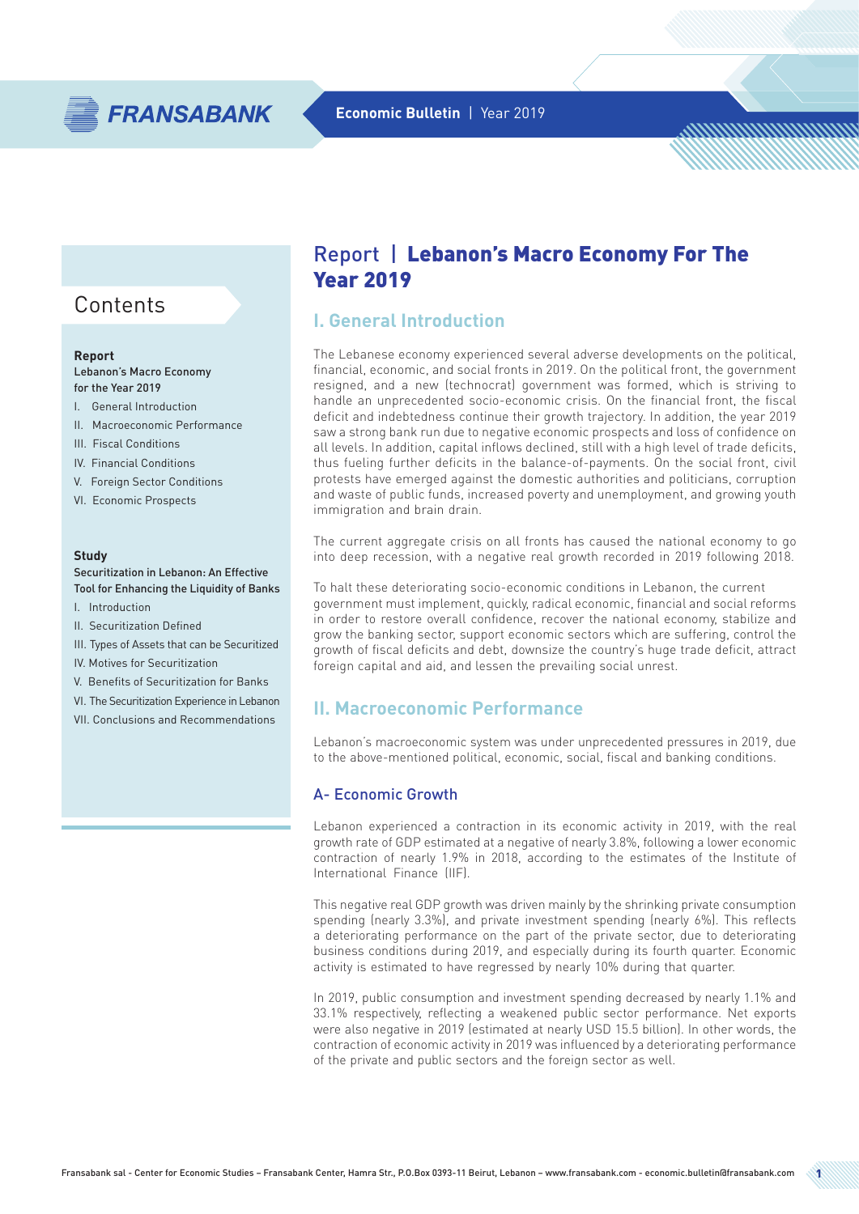# Report | Lebanon's Macro Economy For The Year 2019

## Contents

**Report**
Lebanon's Macro Economy for the Year 2019

I. General Introduction
II. Macroeconomic Performance
III. Fiscal Conditions
IV. Financial Conditions
V. Foreign Sector Conditions
VI. Economic Prospects

**Study**
Securitization in Lebanon: An Effective Tool for Enhancing the Liquidity of Banks

I. Introduction
II. Securitization Defined
III. Types of Assets that can be Securitized
IV. Motives for Securitization
V. Benefits of Securitization for Banks
VI. The Securitization Experience in Lebanon
VII. Conclusions and Recommendations

## I. General Introduction

The Lebanese economy experienced several adverse developments on the political, financial, economic, and social fronts in 2019. On the political front, the government resigned, and a new (technocrat) government was formed, which is striving to handle an unprecedented socio-economic crisis. On the financial front, the fiscal deficit and indebtedness continue their growth trajectory. In addition, the year 2019 saw a strong bank run due to negative economic prospects and loss of confidence on all levels. In addition, capital inflows declined, still with a high level of trade deficits, thus fueling further deficits in the balance-of-payments. On the social front, civil protests have emerged against the domestic authorities and politicians, corruption and waste of public funds, increased poverty and unemployment, and growing youth immigration and brain drain.

The current aggregate crisis on all fronts has caused the national economy to go into deep recession, with a negative real growth recorded in 2019 following 2018.

To halt these deteriorating socio-economic conditions in Lebanon, the current government must implement, quickly, radical economic, financial and social reforms in order to restore overall confidence, recover the national economy, stabilize and grow the banking sector, support economic sectors which are suffering, control the growth of fiscal deficits and debt, downsize the country's huge trade deficit, attract foreign capital and aid, and lessen the prevailing social unrest.

## II. Macroeconomic Performance

Lebanon's macroeconomic system was under unprecedented pressures in 2019, due to the above-mentioned political, economic, social, fiscal and banking conditions.

### A- Economic Growth

Lebanon experienced a contraction in its economic activity in 2019, with the real growth rate of GDP estimated at a negative of nearly 3.8%, following a lower economic contraction of nearly 1.9% in 2018, according to the estimates of the Institute of International Finance (IIF).

This negative real GDP growth was driven mainly by the shrinking private consumption spending (nearly 3.3%), and private investment spending (nearly 6%). This reflects a deteriorating performance on the part of the private sector, due to deteriorating business conditions during 2019, and especially during its fourth quarter. Economic activity is estimated to have regressed by nearly 10% during that quarter.

In 2019, public consumption and investment spending decreased by nearly 1.1% and 33.1% respectively, reflecting a weakened public sector performance. Net exports were also negative in 2019 (estimated at nearly USD 15.5 billion). In other words, the contraction of economic activity in 2019 was influenced by a deteriorating performance of the private and public sectors and the foreign sector as well.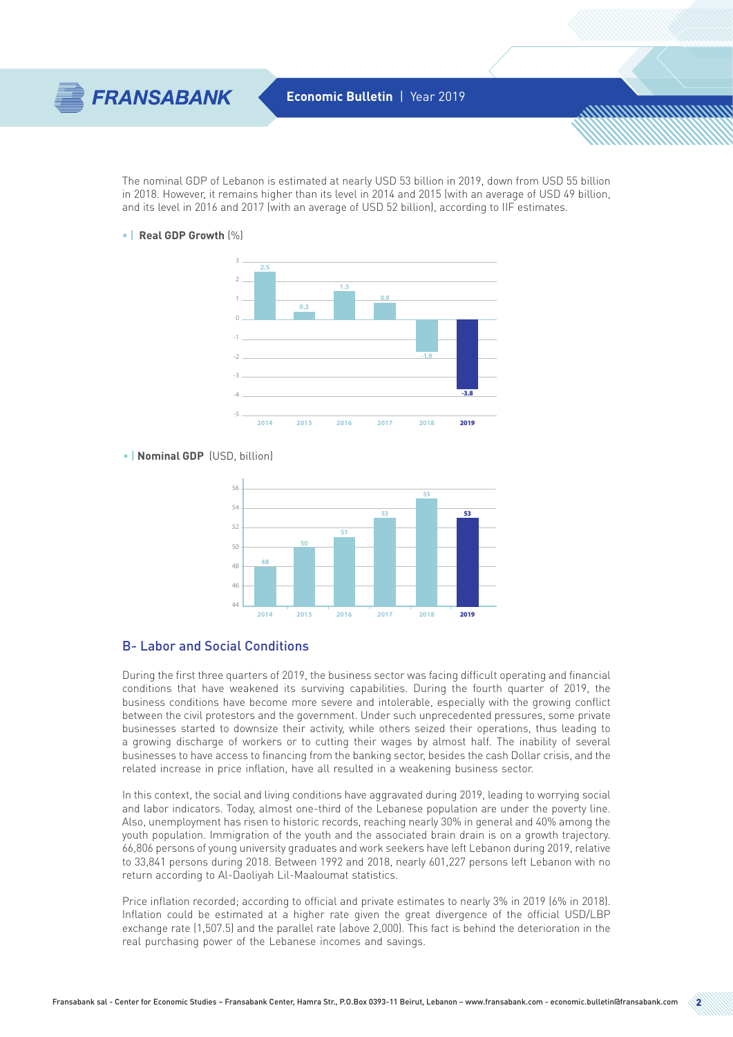The nominal GDP of Lebanon is estimated at nearly USD 53 billion in 2019, down from USD 55 billion in 2018. However, it remains higher than its level in 2014 and 2015 (with an average of USD 49 billion, and its level in 2016 and 2017 (with an average of USD 52 billion), according to IIF estimates.

**Real GDP Growth** (%)

| 2014 | 2015 | 2016 | 2017 | 2018 | 2019 |
|---|---|---|---|---|---|
| 2.5 | 0.2 | 1.5 | 0.9 | -1.9 | -3.8 |

**Nominal GDP** (USD, billion)

| 2014 | 2015 | 2016 | 2017 | 2018 | 2019 |
|---|---|---|---|---|---|
| 48 | 50 | 51 | 53 | 55 | 53 |

## B- Labor and Social Conditions

During the first three quarters of 2019, the business sector was facing difficult operating and financial conditions that have weakened its surviving capabilities. During the fourth quarter of 2019, the business conditions have become more severe and intolerable, especially with the growing conflict between the civil protestors and the government. Under such unprecedented pressures, some private businesses started to downsize their activity, while others seized their operations, thus leading to a growing discharge of workers or to cutting their wages by almost half. The inability of several businesses to have access to financing from the banking sector, besides the cash Dollar crisis, and the related increase in price inflation, have all resulted in a weakening business sector.

In this context, the social and living conditions have aggravated during 2019, leading to worrying social and labor indicators. Today, almost one-third of the Lebanese population are under the poverty line. Also, unemployment has risen to historic records, reaching nearly 30% in general and 40% among the youth population. Immigration of the youth and the associated brain drain is on a growth trajectory. 66,806 persons of young university graduates and work seekers have left Lebanon during 2019, relative to 33,841 persons during 2018. Between 1992 and 2018, nearly 601,227 persons left Lebanon with no return according to Al-Daoliyah Lil-Maaloumat statistics.

Price inflation recorded; according to official and private estimates to nearly 3% in 2019 (6% in 2018). Inflation could be estimated at a higher rate given the great divergence of the official USD/LBP exchange rate (1,507.5) and the parallel rate (above 2,000). This fact is behind the deterioration in the real purchasing power of the Lebanese incomes and savings.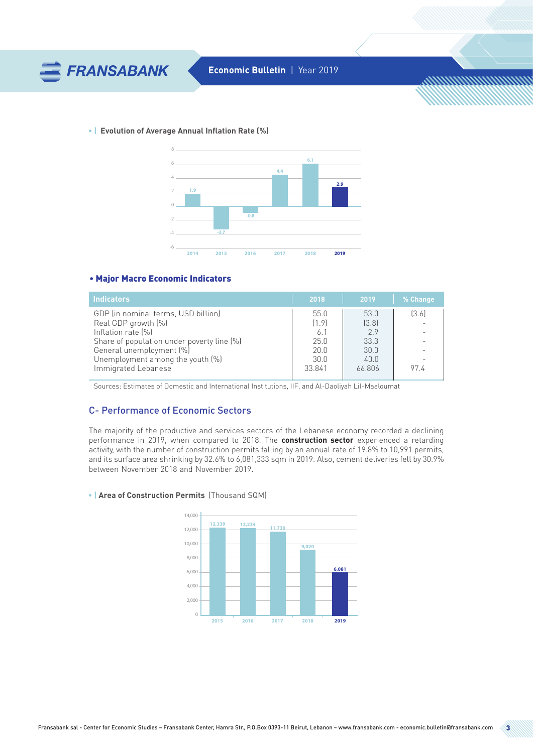**Evolution of Average Annual Inflation Rate (%)**

| Year | Inflation Rate (%) |
|---|---|
| 2014 | 1.9 |
| 2015 | -3.7 |
| 2016 | -0.8 |
| 2017 | 4.4 |
| 2018 | 6.1 |
| 2019 | 2.9 |

**• Major Macro Economic Indicators**

| Indicators | 2018 | 2019 | % Change |
|---|---|---|---|
| GDP (in nominal terms, USD billion) | 55.0 | 53.0 | (3.6) |
| Real GDP growth (%) | (1.9) | (3.8) | - |
| Inflation rate (%) | 6.1 | 2.9 | - |
| Share of population under poverty line (%) | 25.0 | 33.3 | - |
| General unemployment (%) | 20.0 | 30.0 | - |
| Unemployment among the youth (%) | 30.0 | 40.0 | - |
| Immigrated Lebanese | 33.841 | 66.806 | 97.4 |

Sources: Estimates of Domestic and International Institutions, IIF, and Al-Daoliyah Lil-Maaloumat

## C- Performance of Economic Sectors

The majority of the productive and services sectors of the Lebanese economy recorded a declining performance in 2019, when compared to 2018. The **construction sector** experienced a retarding activity, with the number of construction permits falling by an annual rate of 19.8% to 10,991 permits, and its surface area shrinking by 32.6% to 6,081,333 sqm in 2019. Also, cement deliveries fell by 30.9% between November 2018 and November 2019.

**Area of Construction Permits** (Thousand SQM)

| Year | Area (Thousand SQM) |
|---|---|
| 2015 | 12,339 |
| 2016 | 12,234 |
| 2017 | 11,730 |
| 2018 | 9,020 |
| 2019 | 6,081 |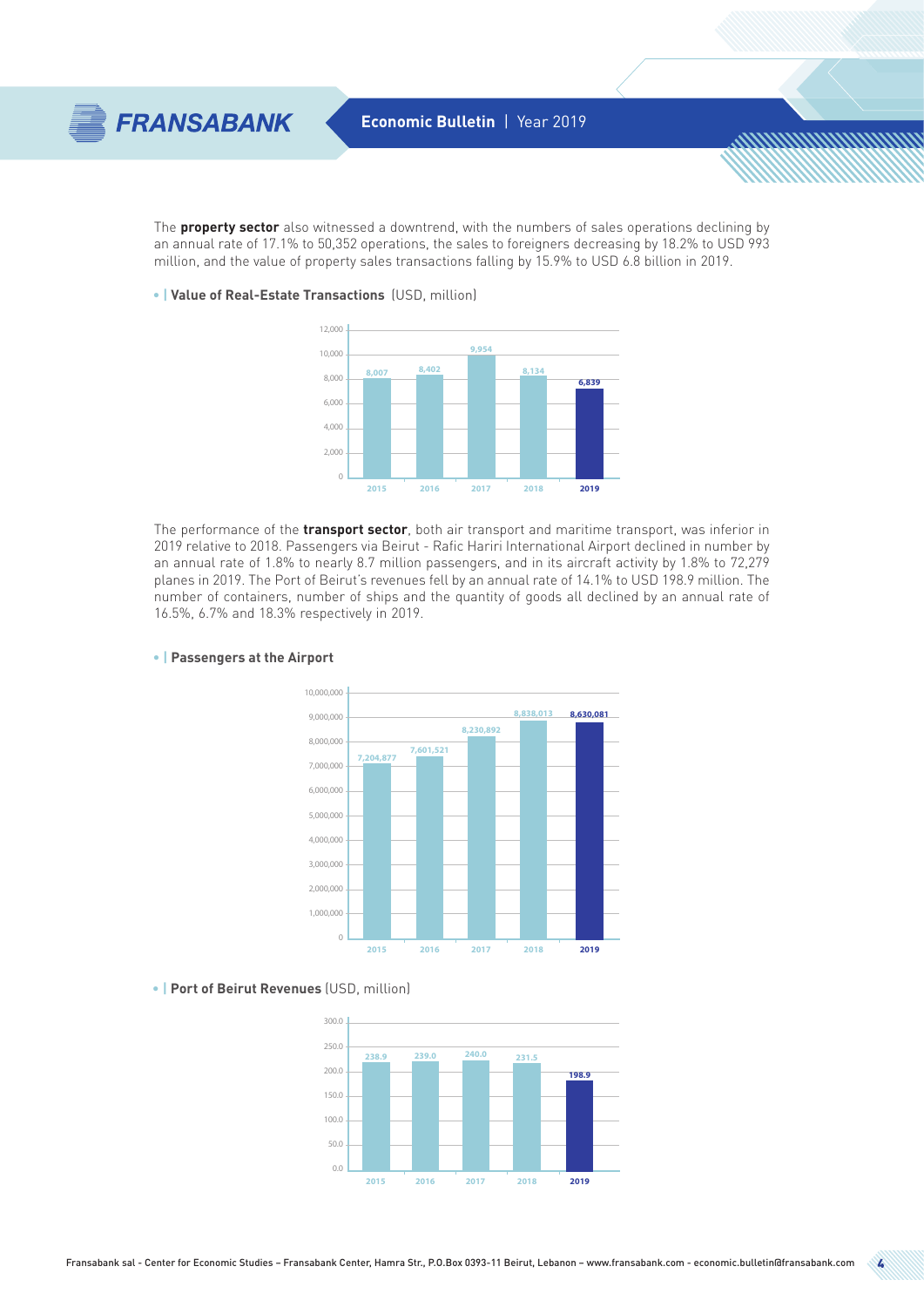The **property sector** also witnessed a downtrend, with the numbers of sales operations declining by an annual rate of 17.1% to 50,352 operations, the sales to foreigners decreasing by 18.2% to USD 993 million, and the value of property sales transactions falling by 15.9% to USD 6.8 billion in 2019.

**Value of Real-Estate Transactions** (USD, million)

| 2015 | 2016 | 2017 | 2018 | 2019 |
|---|---|---|---|---|
| 8,007 | 8,402 | 9,954 | 8,134 | 6,839 |

The performance of the **transport sector**, both air transport and maritime transport, was inferior in 2019 relative to 2018. Passengers via Beirut - Rafic Hariri International Airport declined in number by an annual rate of 1.8% to nearly 8.7 million passengers, and in its aircraft activity by 1.8% to 72,279 planes in 2019. The Port of Beirut's revenues fell by an annual rate of 14.1% to USD 198.9 million. The number of containers, number of ships and the quantity of goods all declined by an annual rate of 16.5%, 6.7% and 18.3% respectively in 2019.

**Passengers at the Airport**

| 2015 | 2016 | 2017 | 2018 | 2019 |
|---|---|---|---|---|
| 7,204,877 | 7,601,521 | 8,230,892 | 8,838,013 | 8,630,081 |

**Port of Beirut Revenues** (USD, million)

| 2015 | 2016 | 2017 | 2018 | 2019 |
|---|---|---|---|---|
| 238.9 | 239.0 | 240.0 | 231.5 | 198.9 |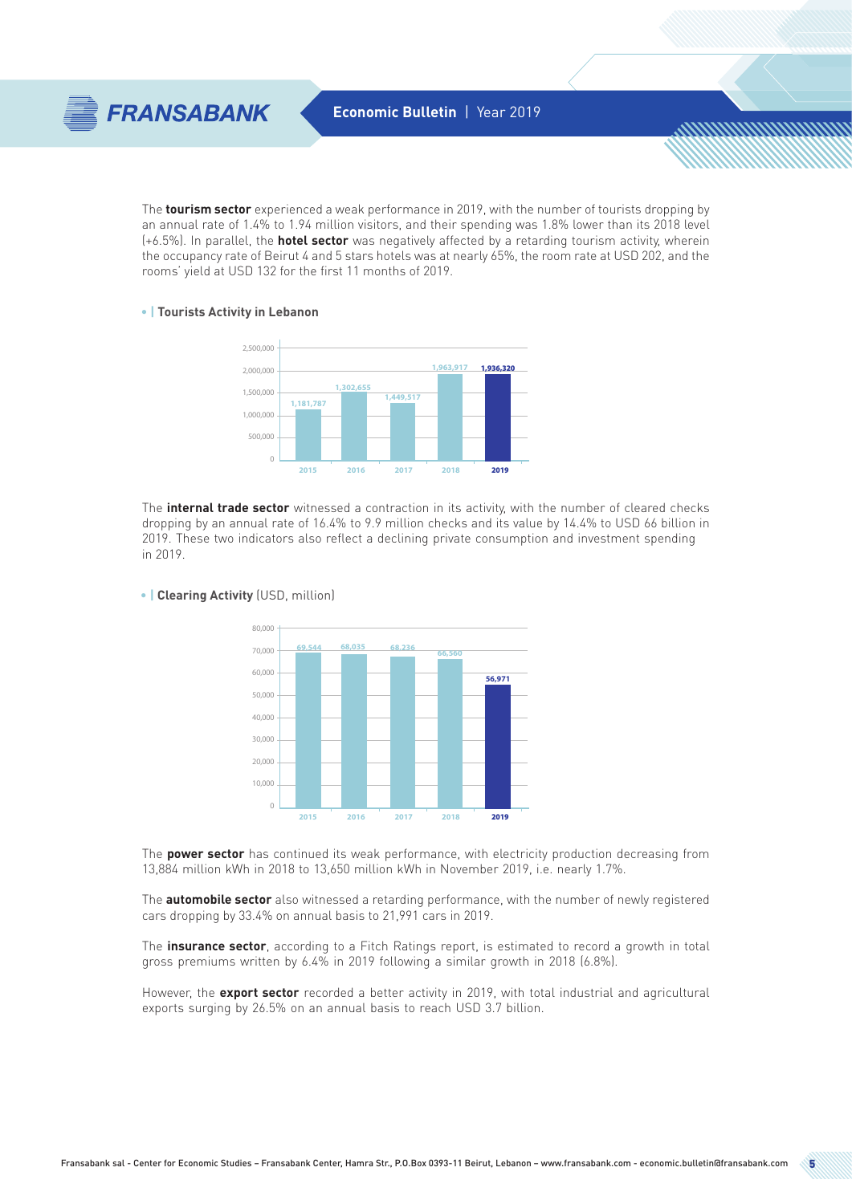The **tourism sector** experienced a weak performance in 2019, with the number of tourists dropping by an annual rate of 1.4% to 1.94 million visitors, and their spending was 1.8% lower than its 2018 level (+6.5%). In parallel, the **hotel sector** was negatively affected by a retarding tourism activity, wherein the occupancy rate of Beirut 4 and 5 stars hotels was at nearly 65%, the room rate at USD 202, and the rooms' yield at USD 132 for the first 11 months of 2019.

**Tourists Activity in Lebanon**

| Year | Tourists |
|---|---|
| 2015 | 1,181,787 |
| 2016 | 1,302,655 |
| 2017 | 1,449,517 |
| 2018 | 1,963,917 |
| 2019 | 1,936,320 |

The **internal trade sector** witnessed a contraction in its activity, with the number of cleared checks dropping by an annual rate of 16.4% to 9.9 million checks and its value by 14.4% to USD 66 billion in 2019. These two indicators also reflect a declining private consumption and investment spending in 2019.

**Clearing Activity** (USD, million)

| Year | Value |
|---|---|
| 2015 | 69,544 |
| 2016 | 68,035 |
| 2017 | 68,236 |
| 2018 | 66,560 |
| 2019 | 56,971 |

The **power sector** has continued its weak performance, with electricity production decreasing from 13,884 million kWh in 2018 to 13,650 million kWh in November 2019, i.e. nearly 1.7%.

The **automobile sector** also witnessed a retarding performance, with the number of newly registered cars dropping by 33.4% on annual basis to 21,991 cars in 2019.

The **insurance sector**, according to a Fitch Ratings report, is estimated to record a growth in total gross premiums written by 6.4% in 2019 following a similar growth in 2018 (6.8%).

However, the **export sector** recorded a better activity in 2019, with total industrial and agricultural exports surging by 26.5% on an annual basis to reach USD 3.7 billion.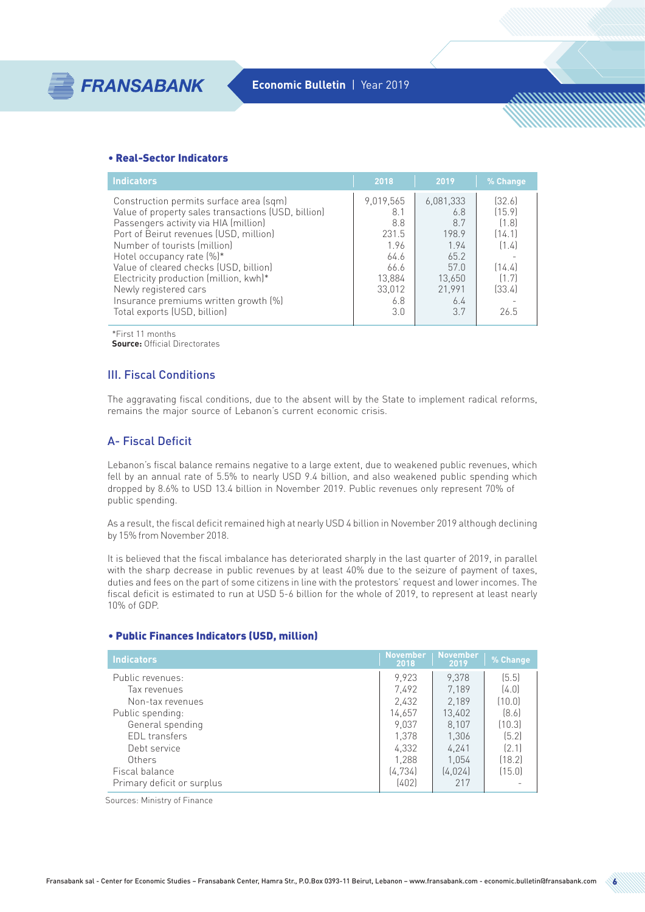### • Real-Sector Indicators

| Indicators | 2018 | 2019 | % Change |
|---|---|---|---|
| Construction permits surface area (sqm) | 9,019,565 | 6,081,333 | (32.6) |
| Value of property sales transactions (USD, billion) | 8.1 | 6.8 | (15.9) |
| Passengers activity via HIA (million) | 8.8 | 8.7 | (1.8) |
| Port of Beirut revenues (USD, million) | 231.5 | 198.9 | (14.1) |
| Number of tourists (million) | 1.96 | 1.94 | (1.4) |
| Hotel occupancy rate (%)* | 64.6 | 65.2 | - |
| Value of cleared checks (USD, billion) | 66.6 | 57.0 | (14.4) |
| Electricity production (million, kwh)* | 13,884 | 13,650 | (1.7) |
| Newly registered cars | 33,012 | 21,991 | (33.4) |
| Insurance premiums written growth (%) | 6.8 | 6.4 | - |
| Total exports (USD, billion) | 3.0 | 3.7 | 26.5 |

*First 11 months

**Source:** Official Directorates

## III. Fiscal Conditions

The aggravating fiscal conditions, due to the absent will by the State to implement radical reforms, remains the major source of Lebanon's current economic crisis.

## A- Fiscal Deficit

Lebanon's fiscal balance remains negative to a large extent, due to weakened public revenues, which fell by an annual rate of 5.5% to nearly USD 9.4 billion, and also weakened public spending which dropped by 8.6% to USD 13.4 billion in November 2019. Public revenues only represent 70% of public spending.

As a result, the fiscal deficit remained high at nearly USD 4 billion in November 2019 although declining by 15% from November 2018.

It is believed that the fiscal imbalance has deteriorated sharply in the last quarter of 2019, in parallel with the sharp decrease in public revenues by at least 40% due to the seizure of payment of taxes, duties and fees on the part of some citizens in line with the protestors' request and lower incomes. The fiscal deficit is estimated to run at USD 5-6 billion for the whole of 2019, to represent at least nearly 10% of GDP.

### • Public Finances Indicators (USD, million)

| Indicators | November 2018 | November 2019 | % Change |
|---|---|---|---|
| Public revenues: | 9,923 | 9,378 | (5.5) |
| Tax revenues | 7,492 | 7,189 | (4.0) |
| Non-tax revenues | 2,432 | 2,189 | (10.0) |
| Public spending: | 14,657 | 13,402 | (8.6) |
| General spending | 9,037 | 8,107 | (10.3) |
| EDL transfers | 1,378 | 1,306 | (5.2) |
| Debt service | 4,332 | 4,241 | (2.1) |
| Others | 1,288 | 1,054 | (18.2) |
| Fiscal balance | (4,734) | (4,024) | (15.0) |
| Primary deficit or surplus | (402) | 217 | - |

Sources: Ministry of Finance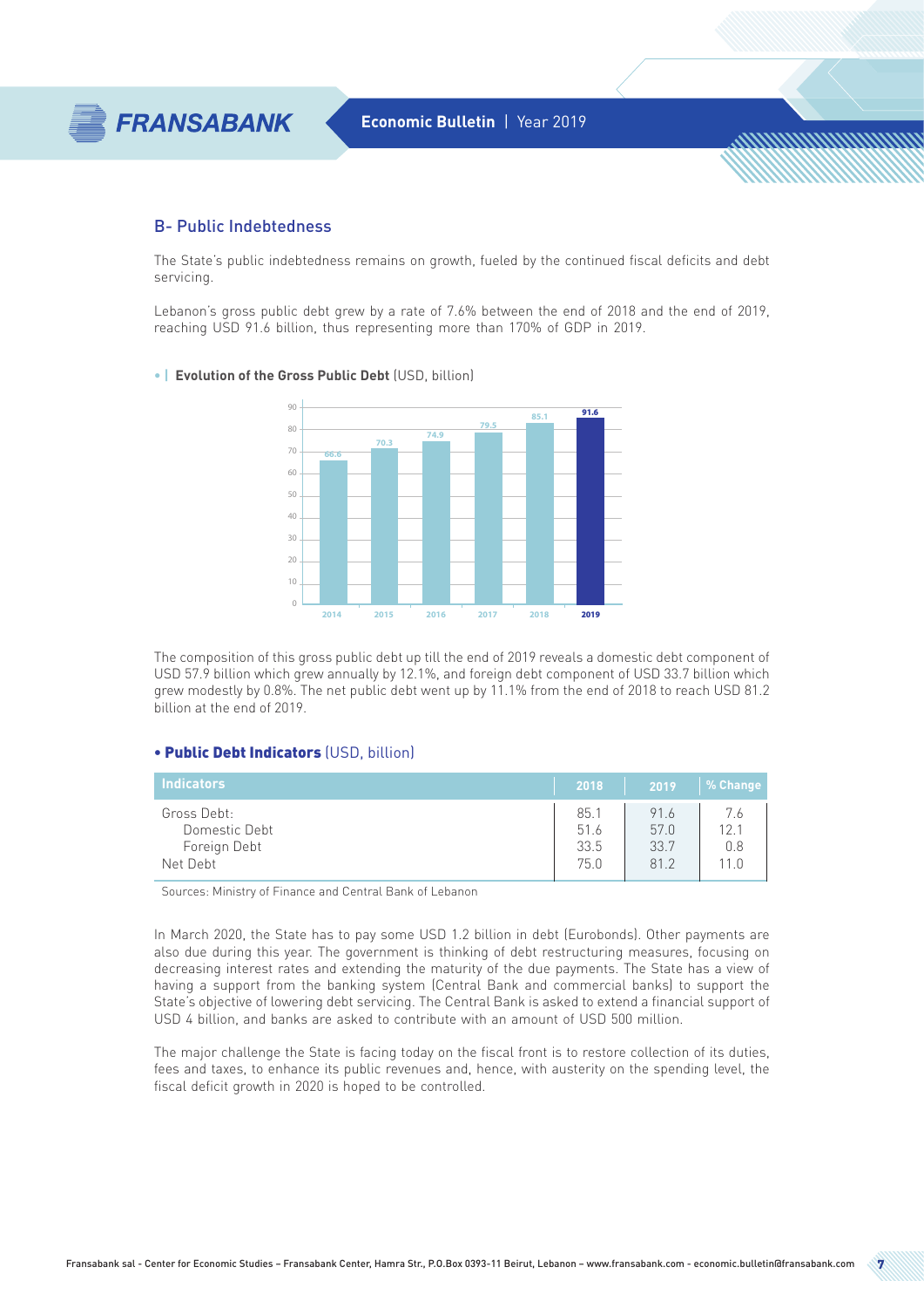## B- Public Indebtedness

The State's public indebtedness remains on growth, fueled by the continued fiscal deficits and debt servicing.

Lebanon's gross public debt grew by a rate of 7.6% between the end of 2018 and the end of 2019, reaching USD 91.6 billion, thus representing more than 170% of GDP in 2019.

• | **Evolution of the Gross Public Debt** (USD, billion)

| Year | Gross Public Debt |
|---|---|
| 2014 | 66.6 |
| 2015 | 70.3 |
| 2016 | 74.9 |
| 2017 | 79.5 |
| 2018 | 85.1 |
| 2019 | 91.6 |

The composition of this gross public debt up till the end of 2019 reveals a domestic debt component of USD 57.9 billion which grew annually by 12.1%, and foreign debt component of USD 33.7 billion which grew modestly by 0.8%. The net public debt went up by 11.1% from the end of 2018 to reach USD 81.2 billion at the end of 2019.

• **Public Debt Indicators** (USD, billion)

| Indicators | 2018 | 2019 | % Change |
|---|---|---|---|
| Gross Debt: | 85.1 | 91.6 | 7.6 |
| Domestic Debt | 51.6 | 57.0 | 12.1 |
| Foreign Debt | 33.5 | 33.7 | 0.8 |
| Net Debt | 75.0 | 81.2 | 11.0 |

Sources: Ministry of Finance and Central Bank of Lebanon

In March 2020, the State has to pay some USD 1.2 billion in debt (Eurobonds). Other payments are also due during this year. The government is thinking of debt restructuring measures, focusing on decreasing interest rates and extending the maturity of the due payments. The State has a view of having a support from the banking system (Central Bank and commercial banks) to support the State's objective of lowering debt servicing. The Central Bank is asked to extend a financial support of USD 4 billion, and banks are asked to contribute with an amount of USD 500 million.

The major challenge the State is facing today on the fiscal front is to restore collection of its duties, fees and taxes, to enhance its public revenues and, hence, with austerity on the spending level, the fiscal deficit growth in 2020 is hoped to be controlled.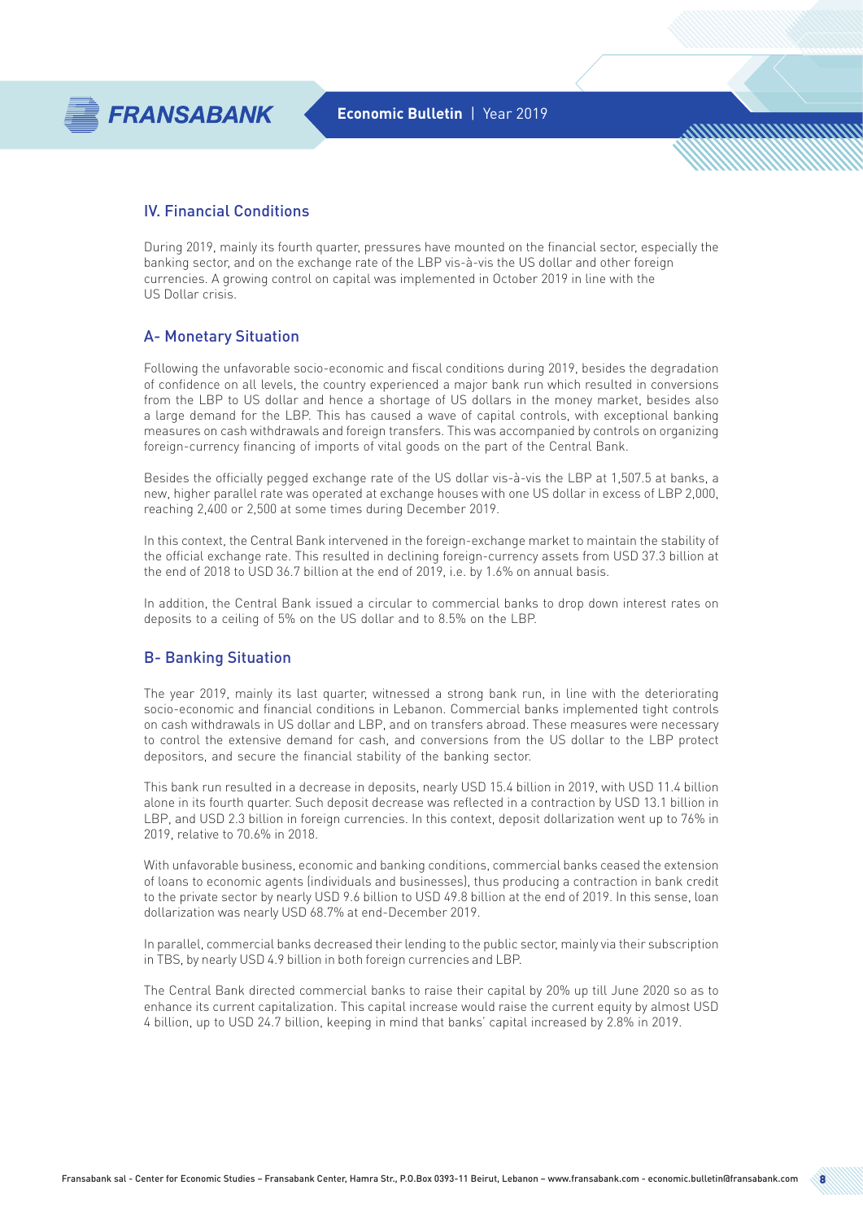## IV. Financial Conditions

During 2019, mainly its fourth quarter, pressures have mounted on the financial sector, especially the banking sector, and on the exchange rate of the LBP vis-à-vis the US dollar and other foreign currencies. A growing control on capital was implemented in October 2019 in line with the US Dollar crisis.

### A- Monetary Situation

Following the unfavorable socio-economic and fiscal conditions during 2019, besides the degradation of confidence on all levels, the country experienced a major bank run which resulted in conversions from the LBP to US dollar and hence a shortage of US dollars in the money market, besides also a large demand for the LBP. This has caused a wave of capital controls, with exceptional banking measures on cash withdrawals and foreign transfers. This was accompanied by controls on organizing foreign-currency financing of imports of vital goods on the part of the Central Bank.

Besides the officially pegged exchange rate of the US dollar vis-à-vis the LBP at 1,507.5 at banks, a new, higher parallel rate was operated at exchange houses with one US dollar in excess of LBP 2,000, reaching 2,400 or 2,500 at some times during December 2019.

In this context, the Central Bank intervened in the foreign-exchange market to maintain the stability of the official exchange rate. This resulted in declining foreign-currency assets from USD 37.3 billion at the end of 2018 to USD 36.7 billion at the end of 2019, i.e. by 1.6% on annual basis.

In addition, the Central Bank issued a circular to commercial banks to drop down interest rates on deposits to a ceiling of 5% on the US dollar and to 8.5% on the LBP.

### B- Banking Situation

The year 2019, mainly its last quarter, witnessed a strong bank run, in line with the deteriorating socio-economic and financial conditions in Lebanon. Commercial banks implemented tight controls on cash withdrawals in US dollar and LBP, and on transfers abroad. These measures were necessary to control the extensive demand for cash, and conversions from the US dollar to the LBP protect depositors, and secure the financial stability of the banking sector.

This bank run resulted in a decrease in deposits, nearly USD 15.4 billion in 2019, with USD 11.4 billion alone in its fourth quarter. Such deposit decrease was reflected in a contraction by USD 13.1 billion in LBP, and USD 2.3 billion in foreign currencies. In this context, deposit dollarization went up to 76% in 2019, relative to 70.6% in 2018.

With unfavorable business, economic and banking conditions, commercial banks ceased the extension of loans to economic agents (individuals and businesses), thus producing a contraction in bank credit to the private sector by nearly USD 9.6 billion to USD 49.8 billion at the end of 2019. In this sense, loan dollarization was nearly USD 68.7% at end-December 2019.

In parallel, commercial banks decreased their lending to the public sector, mainly via their subscription in TBS, by nearly USD 4.9 billion in both foreign currencies and LBP.

The Central Bank directed commercial banks to raise their capital by 20% up till June 2020 so as to enhance its current capitalization. This capital increase would raise the current equity by almost USD 4 billion, up to USD 24.7 billion, keeping in mind that banks' capital increased by 2.8% in 2019.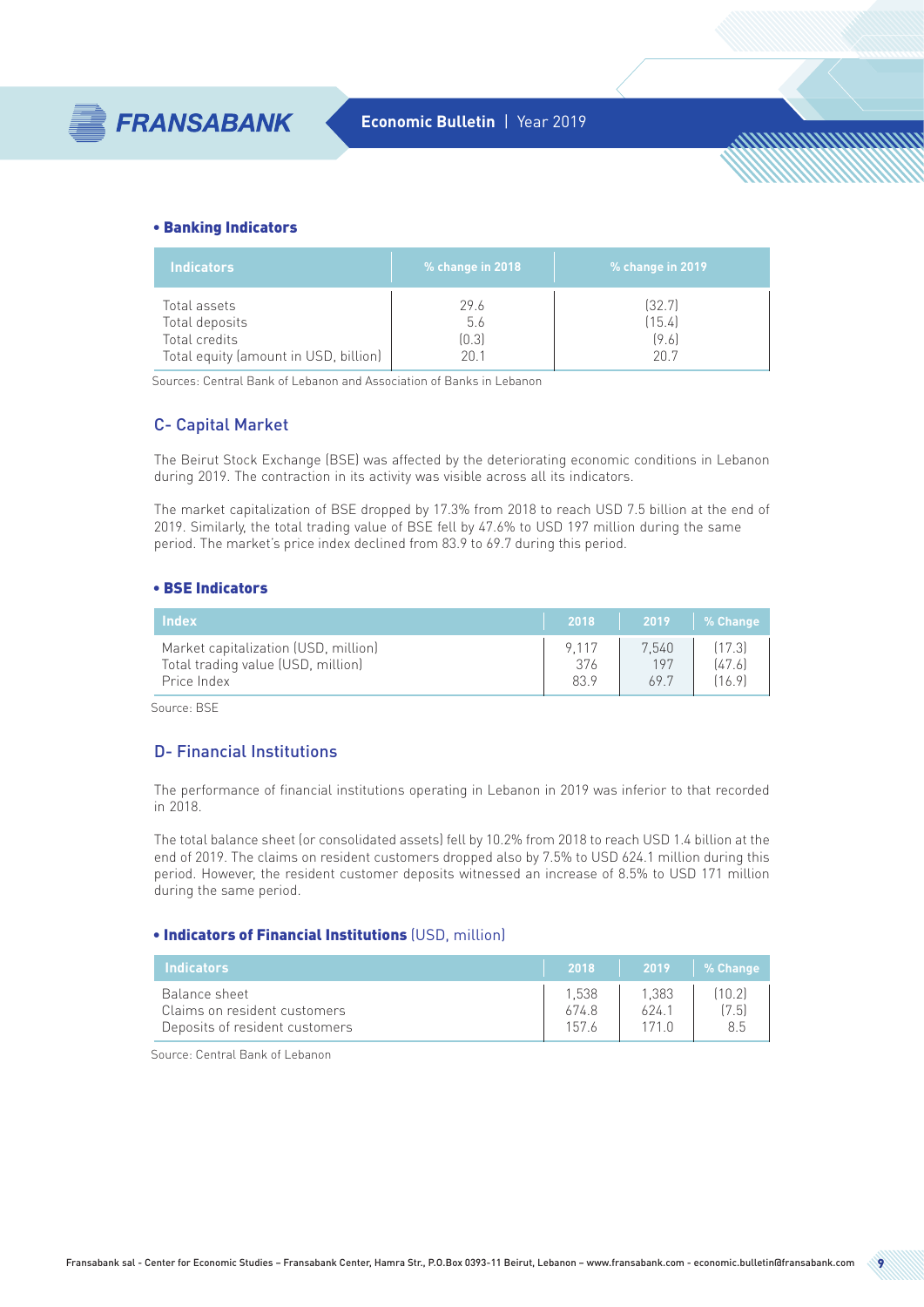**• Banking Indicators**

| Indicators | % change in 2018 | % change in 2019 |
|---|---|---|
| Total assets | 29.6 | (32.7) |
| Total deposits | 5.6 | (15.4) |
| Total credits | (0.3) | (9.6) |
| Total equity (amount in USD, billion) | 20.1 | 20.7 |

Sources: Central Bank of Lebanon and Association of Banks in Lebanon

## C- Capital Market

The Beirut Stock Exchange (BSE) was affected by the deteriorating economic conditions in Lebanon during 2019. The contraction in its activity was visible across all its indicators.

The market capitalization of BSE dropped by 17.3% from 2018 to reach USD 7.5 billion at the end of 2019. Similarly, the total trading value of BSE fell by 47.6% to USD 197 million during the same period. The market's price index declined from 83.9 to 69.7 during this period.

**• BSE Indicators**

| Index | 2018 | 2019 | % Change |
|---|---|---|---|
| Market capitalization (USD, million) | 9,117 | 7,540 | (17.3) |
| Total trading value (USD, million) | 376 | 197 | (47.6) |
| Price Index | 83.9 | 69.7 | (16.9) |

Source: BSE

## D- Financial Institutions

The performance of financial institutions operating in Lebanon in 2019 was inferior to that recorded in 2018.

The total balance sheet (or consolidated assets) fell by 10.2% from 2018 to reach USD 1.4 billion at the end of 2019. The claims on resident customers dropped also by 7.5% to USD 624.1 million during this period. However, the resident customer deposits witnessed an increase of 8.5% to USD 171 million during the same period.

**• Indicators of Financial Institutions** (USD, million)

| Indicators | 2018 | 2019 | % Change |
|---|---|---|---|
| Balance sheet | 1,538 | 1,383 | (10.2) |
| Claims on resident customers | 674.8 | 624.1 | (7.5) |
| Deposits of resident customers | 157.6 | 171.0 | 8.5 |

Source: Central Bank of Lebanon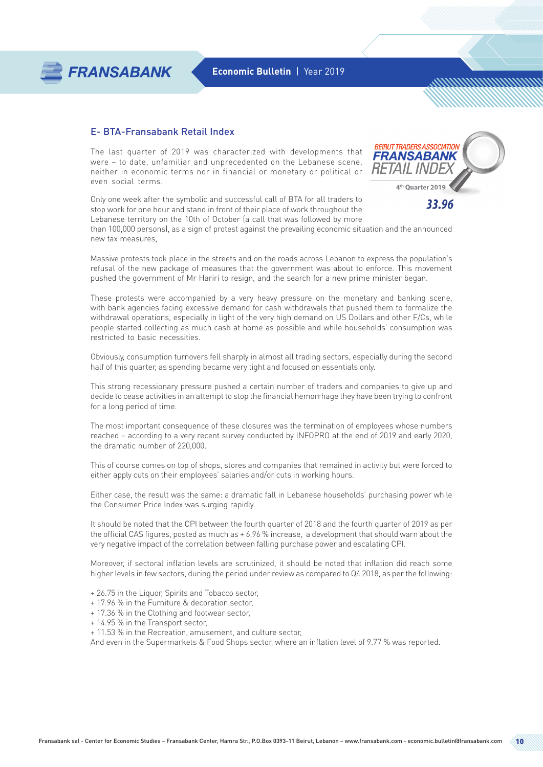## E- BTA-Fransabank Retail Index

BEIRUT TRADERS ASSOCIATION FRANSABANK RETAIL INDEX

4th Quarter 2019

**33.96**

The last quarter of 2019 was characterized with developments that were – to date, unfamiliar and unprecedented on the Lebanese scene, neither in economic terms nor in financial or monetary or political or even social terms.

Only one week after the symbolic and successful call of BTA for all traders to stop work for one hour and stand in front of their place of work throughout the Lebanese territory on the 10th of October (a call that was followed by more than 100,000 persons), as a sign of protest against the prevailing economic situation and the announced new tax measures,

Massive protests took place in the streets and on the roads across Lebanon to express the population's refusal of the new package of measures that the government was about to enforce. This movement pushed the government of Mr Hariri to resign, and the search for a new prime minister began.

These protests were accompanied by a very heavy pressure on the monetary and banking scene, with bank agencies facing excessive demand for cash withdrawals that pushed them to formalize the withdrawal operations, especially in light of the very high demand on US Dollars and other F/Cs, while people started collecting as much cash at home as possible and while households' consumption was restricted to basic necessities.

Obviously, consumption turnovers fell sharply in almost all trading sectors, especially during the second half of this quarter, as spending became very tight and focused on essentials only.

This strong recessionary pressure pushed a certain number of traders and companies to give up and decide to cease activities in an attempt to stop the financial hemorrhage they have been trying to confront for a long period of time.

The most important consequence of these closures was the termination of employees whose numbers reached – according to a very recent survey conducted by INFOPRO at the end of 2019 and early 2020, the dramatic number of 220,000.

This of course comes on top of shops, stores and companies that remained in activity but were forced to either apply cuts on their employees' salaries and/or cuts in working hours.

Either case, the result was the same: a dramatic fall in Lebanese households' purchasing power while the Consumer Price Index was surging rapidly.

It should be noted that the CPI between the fourth quarter of 2018 and the fourth quarter of 2019 as per the official CAS figures, posted as much as + 6.96 % increase, a development that should warn about the very negative impact of the correlation between falling purchase power and escalating CPI.

Moreover, if sectoral inflation levels are scrutinized, it should be noted that inflation did reach some higher levels in few sectors, during the period under review as compared to Q4 2018, as per the following:

+ 26.75 in the Liquor, Spirits and Tobacco sector,
+ 17.96 % in the Furniture & decoration sector,
+ 17.36 % in the Clothing and footwear sector,
+ 14.95 % in the Transport sector,
+ 11.53 % in the Recreation, amusement, and culture sector,

And even in the Supermarkets & Food Shops sector, where an inflation level of 9.77 % was reported.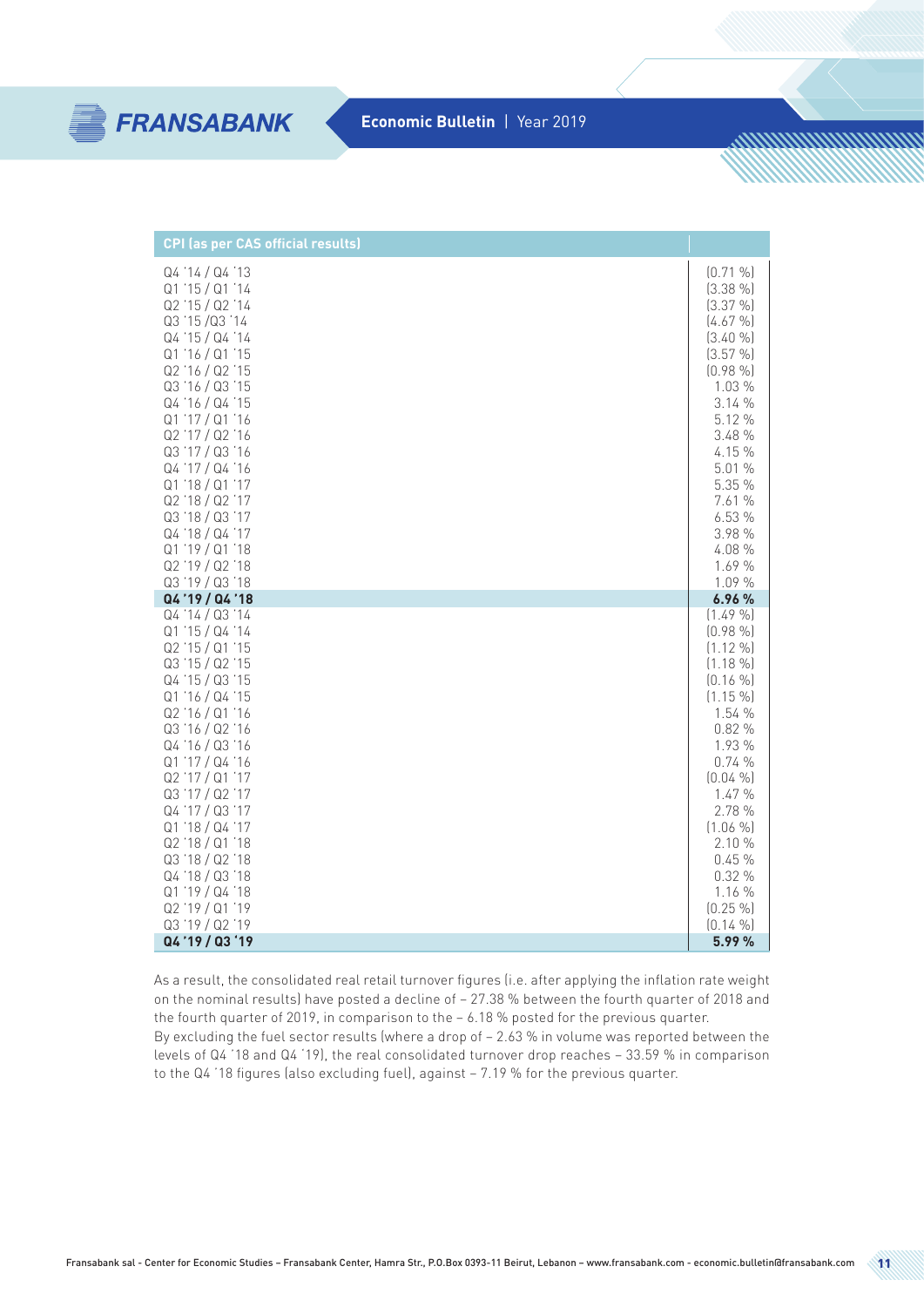| CPI (as per CAS official results) | |
|---|---|
| Q4 '14 / Q4 '13 | (0.71 %) |
| Q1 '15 / Q1 '14 | (3.38 %) |
| Q2 '15 / Q2 '14 | (3.37 %) |
| Q3 '15 /Q3 '14 | (4.67 %) |
| Q4 '15 / Q4 '14 | (3.40 %) |
| Q1 '16 / Q1 '15 | (3.57 %) |
| Q2 '16 / Q2 '15 | (0.98 %) |
| Q3 '16 / Q3 '15 | 1.03 % |
| Q4 '16 / Q4 '15 | 3.14 % |
| Q1 '17 / Q1 '16 | 5.12 % |
| Q2 '17 / Q2 '16 | 3.48 % |
| Q3 '17 / Q3 '16 | 4.15 % |
| Q4 '17 / Q4 '16 | 5.01 % |
| Q1 '18 / Q1 '17 | 5.35 % |
| Q2 '18 / Q2 '17 | 7.61 % |
| Q3 '18 / Q3 '17 | 6.53 % |
| Q4 '18 / Q4 '17 | 3.98 % |
| Q1 '19 / Q1 '18 | 4.08 % |
| Q2 '19 / Q2 '18 | 1.69 % |
| Q3 '19 / Q3 '18 | 1.09 % |
| **Q4 '19 / Q4 '18** | **6.96 %** |
| Q4 '14 / Q3 '14 | (1.49 %) |
| Q1 '15 / Q4 '14 | (0.98 %) |
| Q2 '15 / Q1 '15 | (1.12 %) |
| Q3 '15 / Q2 '15 | (1.18 %) |
| Q4 '15 / Q3 '15 | (0.16 %) |
| Q1 '16 / Q4 '15 | (1.15 %) |
| Q2 '16 / Q1 '16 | 1.54 % |
| Q3 '16 / Q2 '16 | 0.82 % |
| Q4 '16 / Q3 '16 | 1.93 % |
| Q1 '17 / Q4 '16 | 0.74 % |
| Q2 '17 / Q1 '17 | (0.04 %) |
| Q3 '17 / Q2 '17 | 1.47 % |
| Q4 '17 / Q3 '17 | 2.78 % |
| Q1 '18 / Q4 '17 | (1.06 %) |
| Q2 '18 / Q1 '18 | 2.10 % |
| Q3 '18 / Q2 '18 | 0.45 % |
| Q4 '18 / Q3 '18 | 0.32 % |
| Q1 '19 / Q4 '18 | 1.16 % |
| Q2 '19 / Q1 '19 | (0.25 %) |
| Q3 '19 / Q2 '19 | (0.14 %) |
| **Q4 '19 / Q3 '19** | **5.99 %** |

As a result, the consolidated real retail turnover figures (i.e. after applying the inflation rate weight on the nominal results) have posted a decline of – 27.38 % between the fourth quarter of 2018 and the fourth quarter of 2019, in comparison to the – 6.18 % posted for the previous quarter.
By excluding the fuel sector results (where a drop of – 2.63 % in volume was reported between the levels of Q4 '18 and Q4 '19), the real consolidated turnover drop reaches – 33.59 % in comparison to the Q4 '18 figures (also excluding fuel), against – 7.19 % for the previous quarter.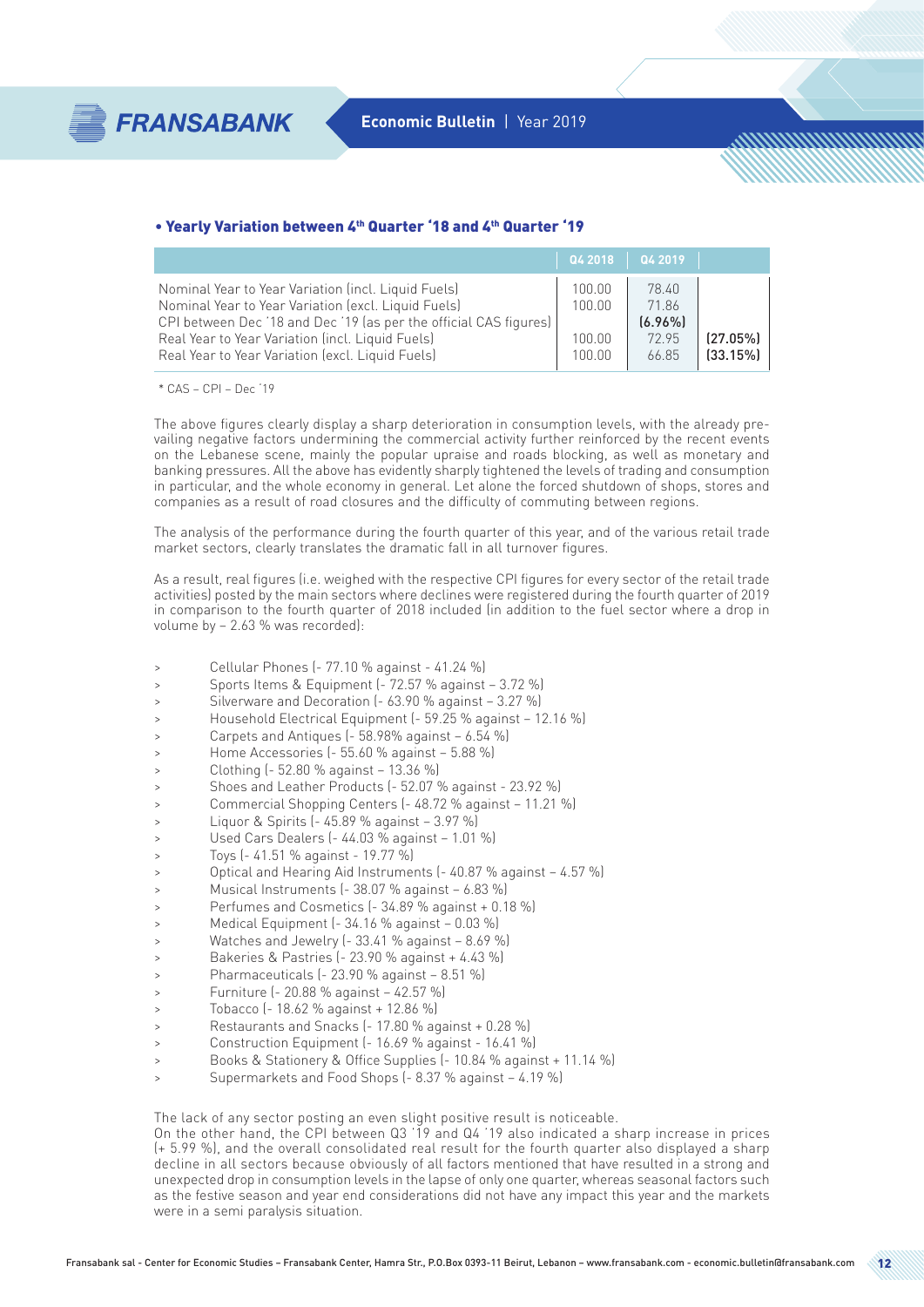### • Yearly Variation between 4th Quarter '18 and 4th Quarter '19

| | Q4 2018 | Q4 2019 | |
|---|---|---|---|
| Nominal Year to Year Variation (incl. Liquid Fuels) | 100.00 | 78.40 | |
| Nominal Year to Year Variation (excl. Liquid Fuels) | 100.00 | 71.86 | |
| CPI between Dec '18 and Dec '19 (as per the official CAS figures) | | (6.96%) | |
| Real Year to Year Variation (incl. Liquid Fuels) | 100.00 | 72.95 | (27.05%) |
| Real Year to Year Variation (excl. Liquid Fuels) | 100.00 | 66.85 | (33.15%) |

* CAS – CPI – Dec '19

The above figures clearly display a sharp deterioration in consumption levels, with the already pre-vailing negative factors undermining the commercial activity further reinforced by the recent events on the Lebanese scene, mainly the popular upraise and roads blocking, as well as monetary and banking pressures. All the above has evidently sharply tightened the levels of trading and consumption in particular, and the whole economy in general. Let alone the forced shutdown of shops, stores and companies as a result of road closures and the difficulty of commuting between regions.

The analysis of the performance during the fourth quarter of this year, and of the various retail trade market sectors, clearly translates the dramatic fall in all turnover figures.

As a result, real figures (i.e. weighed with the respective CPI figures for every sector of the retail trade activities) posted by the main sectors where declines were registered during the fourth quarter of 2019 in comparison to the fourth quarter of 2018 included (in addition to the fuel sector where a drop in volume by – 2.63 % was recorded):

- Cellular Phones (- 77.10 % against - 41.24 %)
- Sports Items & Equipment (- 72.57 % against – 3.72 %)
- Silverware and Decoration (- 63.90 % against – 3.27 %)
- Household Electrical Equipment (- 59.25 % against – 12.16 %)
- Carpets and Antiques (- 58.98% against – 6.54 %)
- Home Accessories (- 55.60 % against – 5.88 %)
- Clothing (- 52.80 % against – 13.36 %)
- Shoes and Leather Products (- 52.07 % against - 23.92 %)
- Commercial Shopping Centers (- 48.72 % against – 11.21 %)
- Liquor & Spirits (- 45.89 % against – 3.97 %)
- Used Cars Dealers (- 44.03 % against – 1.01 %)
- Toys (- 41.51 % against - 19.77 %)
- Optical and Hearing Aid Instruments (- 40.87 % against – 4.57 %)
- Musical Instruments (- 38.07 % against – 6.83 %)
- Perfumes and Cosmetics (- 34.89 % against + 0.18 %)
- Medical Equipment (- 34.16 % against – 0.03 %)
- Watches and Jewelry (- 33.41 % against – 8.69 %)
- Bakeries & Pastries (- 23.90 % against + 4.43 %)
- Pharmaceuticals (- 23.90 % against – 8.51 %)
- Furniture (- 20.88 % against – 42.57 %)
- Tobacco (- 18.62 % against + 12.86 %)
- Restaurants and Snacks (- 17.80 % against + 0.28 %)
- Construction Equipment (- 16.69 % against - 16.41 %)
- Books & Stationery & Office Supplies (- 10.84 % against + 11.14 %)
- Supermarkets and Food Shops (- 8.37 % against – 4.19 %)

The lack of any sector posting an even slight positive result is noticeable.
On the other hand, the CPI between Q3 '19 and Q4 '19 also indicated a sharp increase in prices (+ 5.99 %), and the overall consolidated real result for the fourth quarter also displayed a sharp decline in all sectors because obviously of all factors mentioned that have resulted in a strong and unexpected drop in consumption levels in the lapse of only one quarter, whereas seasonal factors such as the festive season and year end considerations did not have any impact this year and the markets were in a semi paralysis situation.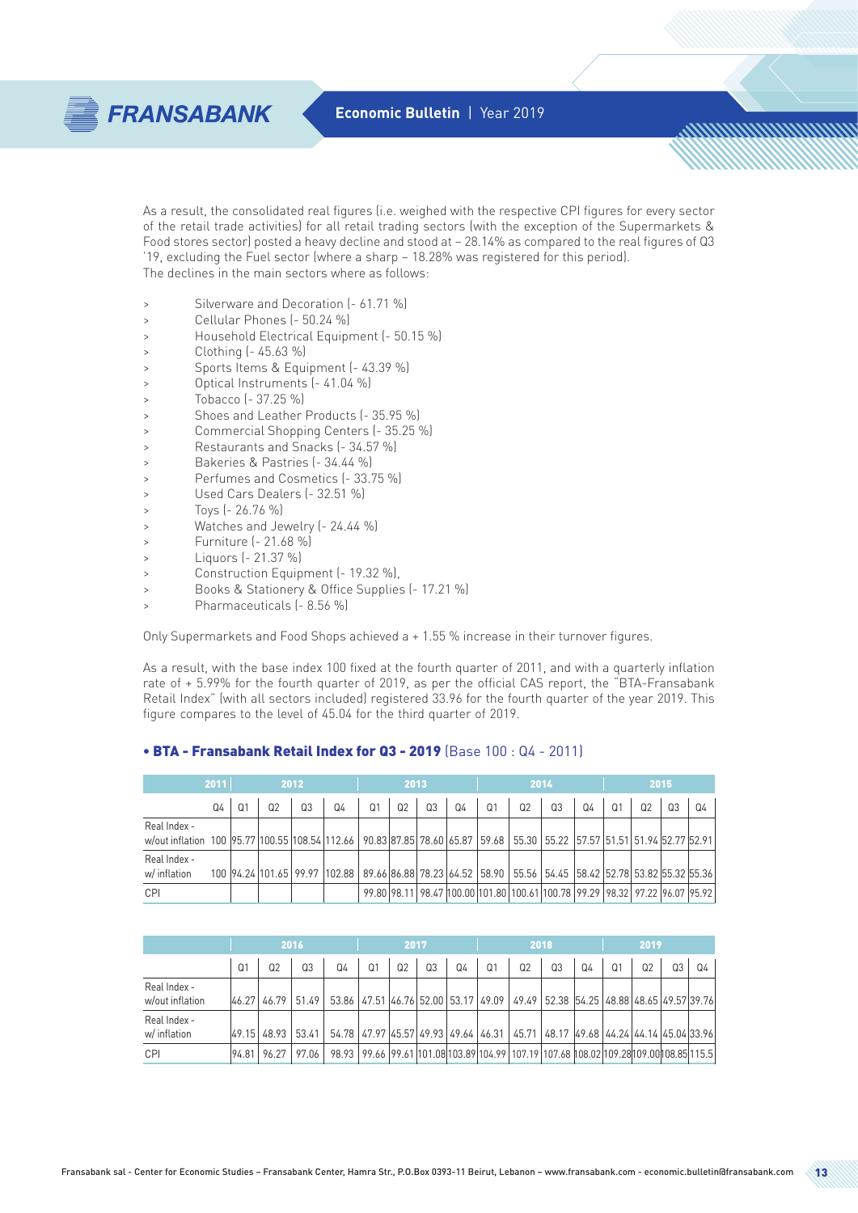As a result, the consolidated real figures (i.e. weighed with the respective CPI figures for every sector of the retail trade activities) for all retail trading sectors (with the exception of the Supermarkets & Food stores sector) posted a heavy decline and stood at – 28.14% as compared to the real figures of Q3 '19, excluding the Fuel sector (where a sharp – 18.28% was registered for this period).
The declines in the main sectors where as follows:

- Silverware and Decoration (- 61.71 %)
- Cellular Phones (- 50.24 %)
- Household Electrical Equipment (- 50.15 %)
- Clothing (- 45.63 %)
- Sports Items & Equipment (- 43.39 %)
- Optical Instruments (- 41.04 %)
- Tobacco (- 37.25 %)
- Shoes and Leather Products (- 35.95 %)
- Commercial Shopping Centers (- 35.25 %)
- Restaurants and Snacks (- 34.57 %)
- Bakeries & Pastries (- 34.44 %)
- Perfumes and Cosmetics (- 33.75 %)
- Used Cars Dealers (- 32.51 %)
- Toys (- 26.76 %)
- Watches and Jewelry (- 24.44 %)
- Furniture (- 21.68 %)
- Liquors (- 21.37 %)
- Construction Equipment (- 19.32 %),
- Books & Stationery & Office Supplies (- 17.21 %)
- Pharmaceuticals (- 8.56 %)

Only Supermarkets and Food Shops achieved a + 1.55 % increase in their turnover figures.

As a result, with the base index 100 fixed at the fourth quarter of 2011, and with a quarterly inflation rate of + 5.99% for the fourth quarter of 2019, as per the official CAS report, the "BTA-Fransabank Retail Index" (with all sectors included) registered 33.96 for the fourth quarter of the year 2019. This figure compares to the level of 45.04 for the third quarter of 2019.

## • BTA - Fransabank Retail Index for Q3 - 2019 (Base 100 : Q4 - 2011)

| | 2011 | 2012 | | | | 2013 | | | | 2014 | | | | 2015 | | | |
|---|---|---|---|---|---|---|---|---|---|---|---|---|---|---|---|---|---|
| | Q4 | Q1 | Q2 | Q3 | Q4 | Q1 | Q2 | Q3 | Q4 | Q1 | Q2 | Q3 | Q4 | Q1 | Q2 | Q3 | Q4 |
| Real Index - w/out inflation | 100 | 95.77 | 100.55 | 108.54 | 112.66 | 90.83 | 87.85 | 78.60 | 65.87 | 59.68 | 55.30 | 55.22 | 57.57 | 51.51 | 51.94 | 52.77 | 52.91 |
| Real Index - w/ inflation | 100 | 94.24 | 101.65 | 99.97 | 102.88 | 89.66 | 86.88 | 78.23 | 64.52 | 58.90 | 55.56 | 54.45 | 58.42 | 52.78 | 53.82 | 55.32 | 55.36 |
| CPI | | | | | | 99.80 | 98.11 | 98.47 | 100.00 | 101.80 | 100.61 | 100.78 | 99.29 | 98.32 | 97.22 | 96.07 | 95.92 |

| | 2016 | | | | 2017 | | | | 2018 | | | | 2019 | | | |
|---|---|---|---|---|---|---|---|---|---|---|---|---|---|---|---|---|
| | Q1 | Q2 | Q3 | Q4 | Q1 | Q2 | Q3 | Q4 | Q1 | Q2 | Q3 | Q4 | Q1 | Q2 | Q3 | Q4 |
| Real Index - w/out inflation | 46.27 | 46.79 | 51.49 | 53.86 | 47.51 | 46.76 | 52.00 | 53.17 | 49.09 | 49.49 | 52.38 | 54.25 | 48.88 | 48.65 | 49.57 | 39.76 |
| Real Index - w/ inflation | 49.15 | 48.93 | 53.41 | 54.78 | 47.97 | 45.57 | 49.93 | 49.64 | 46.31 | 45.71 | 48.17 | 49.68 | 44.24 | 44.14 | 45.04 | 33.96 |
| CPI | 94.81 | 96.27 | 97.06 | 98.93 | 99.66 | 99.61 | 101.08 | 103.89 | 104.99 | 107.19 | 107.68 | 108.02 | 109.28 | 109.00 | 108.85 | 115.5 |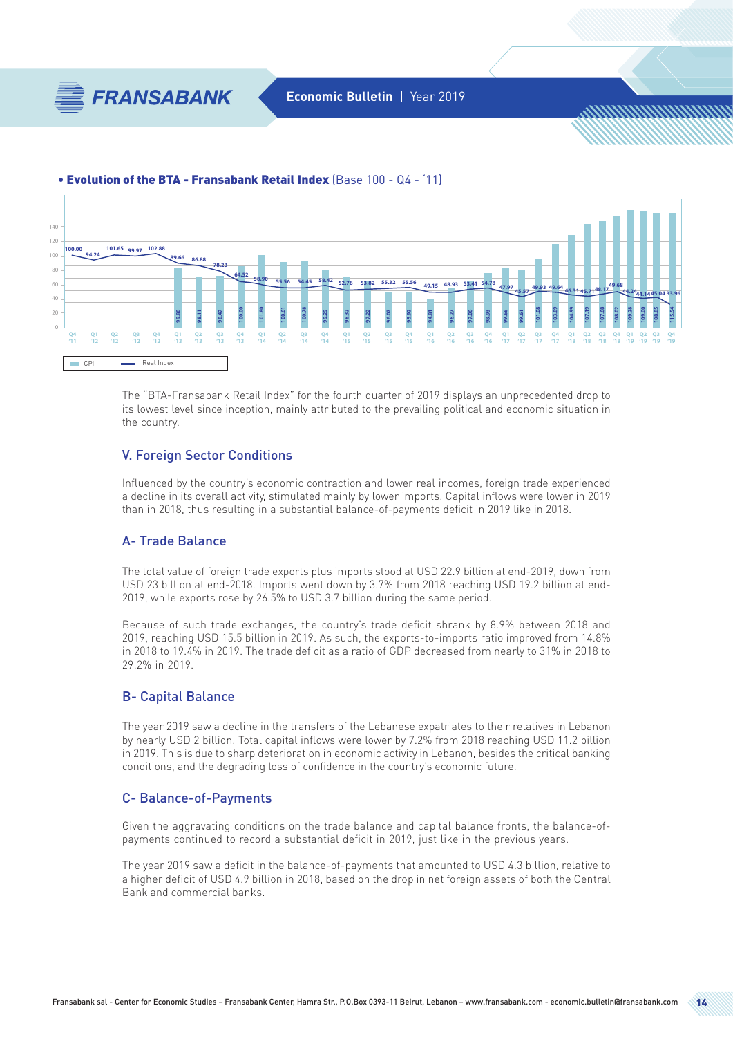• **Evolution of the BTA - Fransabank Retail Index** (Base 100 - Q4 - '11)

| Quarter | CPI | Real Index |
|---|---|---|
| Q4 '11 | | 100.00 |
| Q1 '12 | | 94.24 |
| Q2 '12 | | 101.65 |
| Q3 '12 | | 99.97 |
| Q4 '12 | | 102.88 |
| Q1 '13 | 99.80 | 89.66 |
| Q2 '13 | 98.11 | 86.88 |
| Q3 '13 | 98.47 | 78.23 |
| Q4 '13 | 100.00 | 64.52 |
| Q1 '14 | 101.80 | 58.90 |
| Q2 '14 | 100.61 | 55.56 |
| Q3 '14 | 100.78 | 54.45 |
| Q4 '14 | 99.29 | 58.42 |
| Q1 '15 | 98.32 | 52.78 |
| Q2 '15 | 97.22 | 53.82 |
| Q3 '15 | 96.07 | 55.32 |
| Q4 '15 | 95.92 | 55.56 |
| Q1 '16 | 94.81 | 49.15 |
| Q2 '16 | 96.27 | 48.93 |
| Q3 '16 | 97.06 | 53.41 |
| Q4 '16 | 98.93 | 54.78 |
| Q1 '17 | 99.66 | 47.97 |
| Q2 '17 | 99.61 | 45.57 |
| Q3 '17 | 101.08 | 49.93 |
| Q4 '17 | 103.89 | 49.64 |
| Q1 '18 | 104.99 | 46.31 |
| Q2 '18 | 107.19 | 45.71 |
| Q3 '18 | 107.68 | 48.17 |
| Q4 '18 | 108.02 | 49.68 |
| Q1 '19 | 109.28 | 44.24 |
| Q2 '19 | 109.00 | 44.14 |
| Q3 '19 | 108.85 | 45.04 |
| Q4 '19 | 115.54 | 33.96 |

The "BTA-Fransabank Retail Index" for the fourth quarter of 2019 displays an unprecedented drop to its lowest level since inception, mainly attributed to the prevailing political and economic situation in the country.

## V. Foreign Sector Conditions

Influenced by the country's economic contraction and lower real incomes, foreign trade experienced a decline in its overall activity, stimulated mainly by lower imports. Capital inflows were lower in 2019 than in 2018, thus resulting in a substantial balance-of-payments deficit in 2019 like in 2018.

### A- Trade Balance

The total value of foreign trade exports plus imports stood at USD 22.9 billion at end-2019, down from USD 23 billion at end-2018. Imports went down by 3.7% from 2018 reaching USD 19.2 billion at end-2019, while exports rose by 26.5% to USD 3.7 billion during the same period.

Because of such trade exchanges, the country's trade deficit shrank by 8.9% between 2018 and 2019, reaching USD 15.5 billion in 2019. As such, the exports-to-imports ratio improved from 14.8% in 2018 to 19.4% in 2019. The trade deficit as a ratio of GDP decreased from nearly to 31% in 2018 to 29.2% in 2019.

### B- Capital Balance

The year 2019 saw a decline in the transfers of the Lebanese expatriates to their relatives in Lebanon by nearly USD 2 billion. Total capital inflows were lower by 7.2% from 2018 reaching USD 11.2 billion in 2019. This is due to sharp deterioration in economic activity in Lebanon, besides the critical banking conditions, and the degrading loss of confidence in the country's economic future.

### C- Balance-of-Payments

Given the aggravating conditions on the trade balance and capital balance fronts, the balance-of-payments continued to record a substantial deficit in 2019, just like in the previous years.

The year 2019 saw a deficit in the balance-of-payments that amounted to USD 4.3 billion, relative to a higher deficit of USD 4.9 billion in 2018, based on the drop in net foreign assets of both the Central Bank and commercial banks.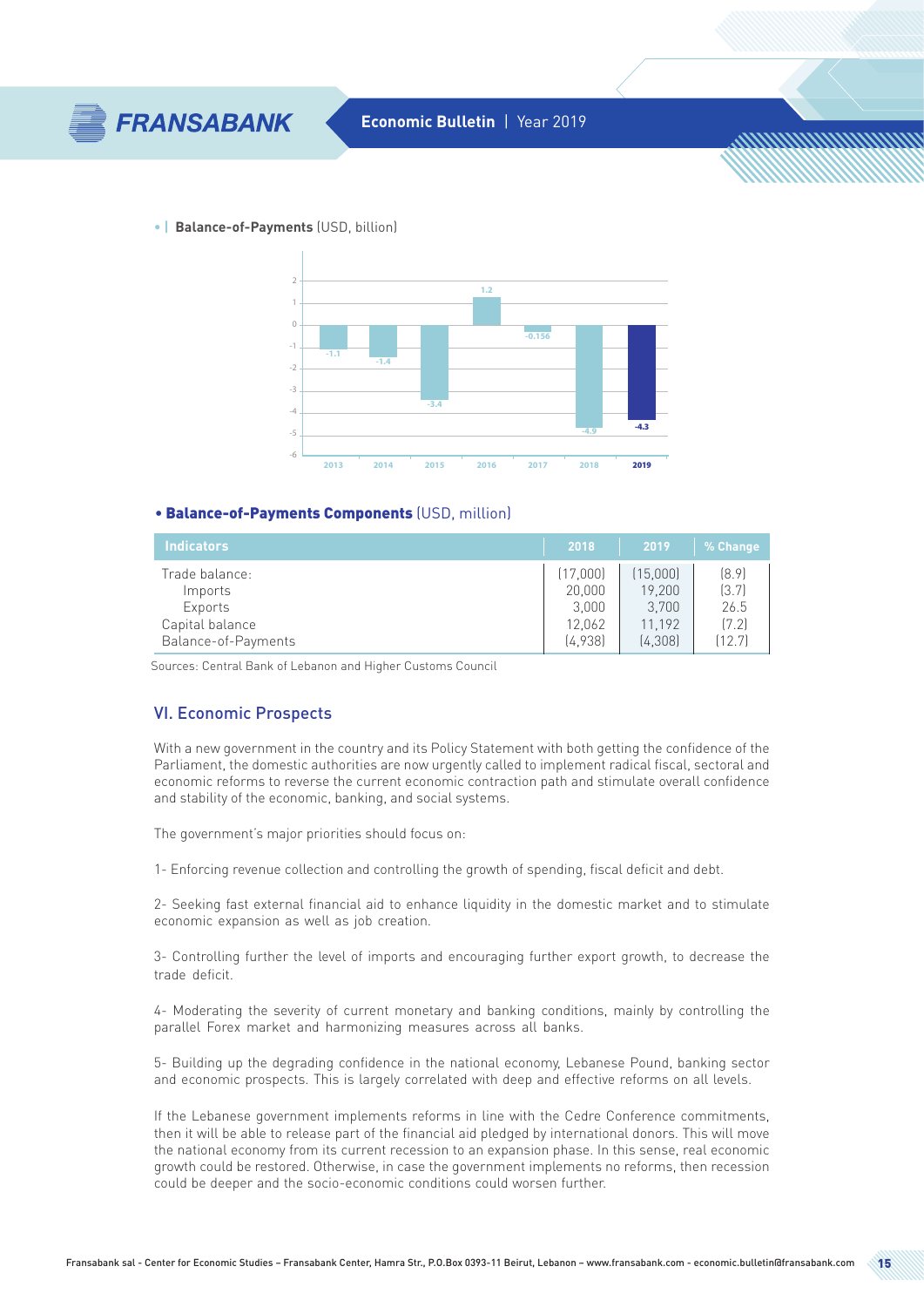• | **Balance-of-Payments** (USD, billion)

| Year | 2013 | 2014 | 2015 | 2016 | 2017 | 2018 | 2019 |
|---|---|---|---|---|---|---|---|
| Balance-of-Payments | -1.1 | -1.4 | -3.4 | 1.2 | -0.156 | -4.9 | -4.3 |

• **Balance-of-Payments Components** (USD, million)

| Indicators | 2018 | 2019 | % Change |
|---|---|---|---|
| Trade balance: | (17,000) | (15,000) | (8.9) |
| Imports | 20,000 | 19,200 | (3.7) |
| Exports | 3,000 | 3,700 | 26.5 |
| Capital balance | 12,062 | 11,192 | (7.2) |
| Balance-of-Payments | (4,938) | (4,308) | (12.7) |

Sources: Central Bank of Lebanon and Higher Customs Council

## VI. Economic Prospects

With a new government in the country and its Policy Statement with both getting the confidence of the Parliament, the domestic authorities are now urgently called to implement radical fiscal, sectoral and economic reforms to reverse the current economic contraction path and stimulate overall confidence and stability of the economic, banking, and social systems.

The government's major priorities should focus on:

1- Enforcing revenue collection and controlling the growth of spending, fiscal deficit and debt.

2- Seeking fast external financial aid to enhance liquidity in the domestic market and to stimulate economic expansion as well as job creation.

3- Controlling further the level of imports and encouraging further export growth, to decrease the trade deficit.

4- Moderating the severity of current monetary and banking conditions, mainly by controlling the parallel Forex market and harmonizing measures across all banks.

5- Building up the degrading confidence in the national economy, Lebanese Pound, banking sector and economic prospects. This is largely correlated with deep and effective reforms on all levels.

If the Lebanese government implements reforms in line with the Cedre Conference commitments, then it will be able to release part of the financial aid pledged by international donors. This will move the national economy from its current recession to an expansion phase. In this sense, real economic growth could be restored. Otherwise, in case the government implements no reforms, then recession could be deeper and the socio-economic conditions could worsen further.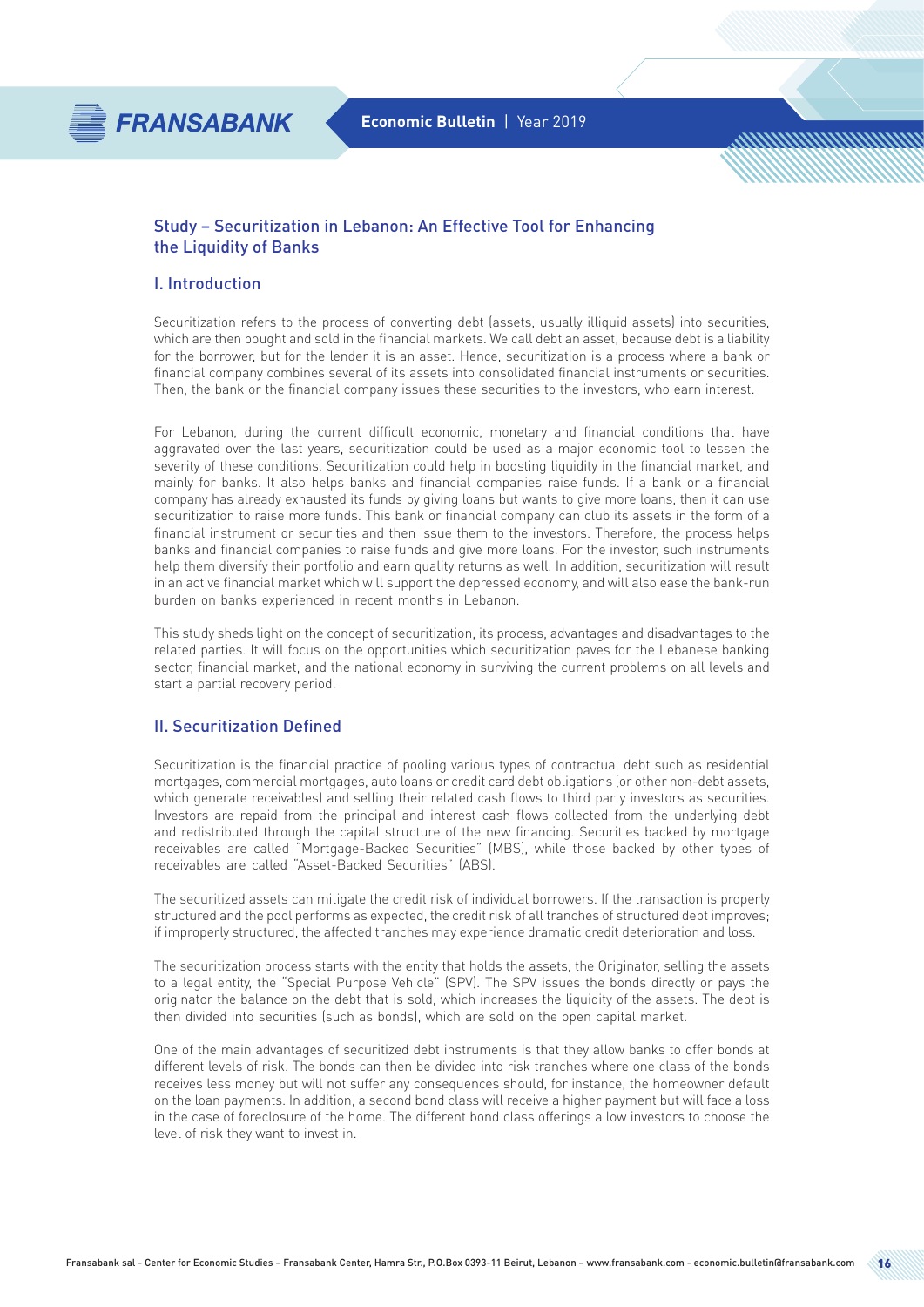## Study – Securitization in Lebanon: An Effective Tool for Enhancing the Liquidity of Banks

### I. Introduction

Securitization refers to the process of converting debt (assets, usually illiquid assets) into securities, which are then bought and sold in the financial markets. We call debt an asset, because debt is a liability for the borrower, but for the lender it is an asset. Hence, securitization is a process where a bank or financial company combines several of its assets into consolidated financial instruments or securities. Then, the bank or the financial company issues these securities to the investors, who earn interest.

For Lebanon, during the current difficult economic, monetary and financial conditions that have aggravated over the last years, securitization could be used as a major economic tool to lessen the severity of these conditions. Securitization could help in boosting liquidity in the financial market, and mainly for banks. It also helps banks and financial companies raise funds. If a bank or a financial company has already exhausted its funds by giving loans but wants to give more loans, then it can use securitization to raise more funds. This bank or financial company can club its assets in the form of a financial instrument or securities and then issue them to the investors. Therefore, the process helps banks and financial companies to raise funds and give more loans. For the investor, such instruments help them diversify their portfolio and earn quality returns as well. In addition, securitization will result in an active financial market which will support the depressed economy, and will also ease the bank-run burden on banks experienced in recent months in Lebanon.

This study sheds light on the concept of securitization, its process, advantages and disadvantages to the related parties. It will focus on the opportunities which securitization paves for the Lebanese banking sector, financial market, and the national economy in surviving the current problems on all levels and start a partial recovery period.

### II. Securitization Defined

Securitization is the financial practice of pooling various types of contractual debt such as residential mortgages, commercial mortgages, auto loans or credit card debt obligations (or other non-debt assets, which generate receivables) and selling their related cash flows to third party investors as securities. Investors are repaid from the principal and interest cash flows collected from the underlying debt and redistributed through the capital structure of the new financing. Securities backed by mortgage receivables are called "Mortgage-Backed Securities" (MBS), while those backed by other types of receivables are called "Asset-Backed Securities" (ABS).

The securitized assets can mitigate the credit risk of individual borrowers. If the transaction is properly structured and the pool performs as expected, the credit risk of all tranches of structured debt improves; if improperly structured, the affected tranches may experience dramatic credit deterioration and loss.

The securitization process starts with the entity that holds the assets, the Originator, selling the assets to a legal entity, the "Special Purpose Vehicle" (SPV). The SPV issues the bonds directly or pays the originator the balance on the debt that is sold, which increases the liquidity of the assets. The debt is then divided into securities (such as bonds), which are sold on the open capital market.

One of the main advantages of securitized debt instruments is that they allow banks to offer bonds at different levels of risk. The bonds can then be divided into risk tranches where one class of the bonds receives less money but will not suffer any consequences should, for instance, the homeowner default on the loan payments. In addition, a second bond class will receive a higher payment but will face a loss in the case of foreclosure of the home. The different bond class offerings allow investors to choose the level of risk they want to invest in.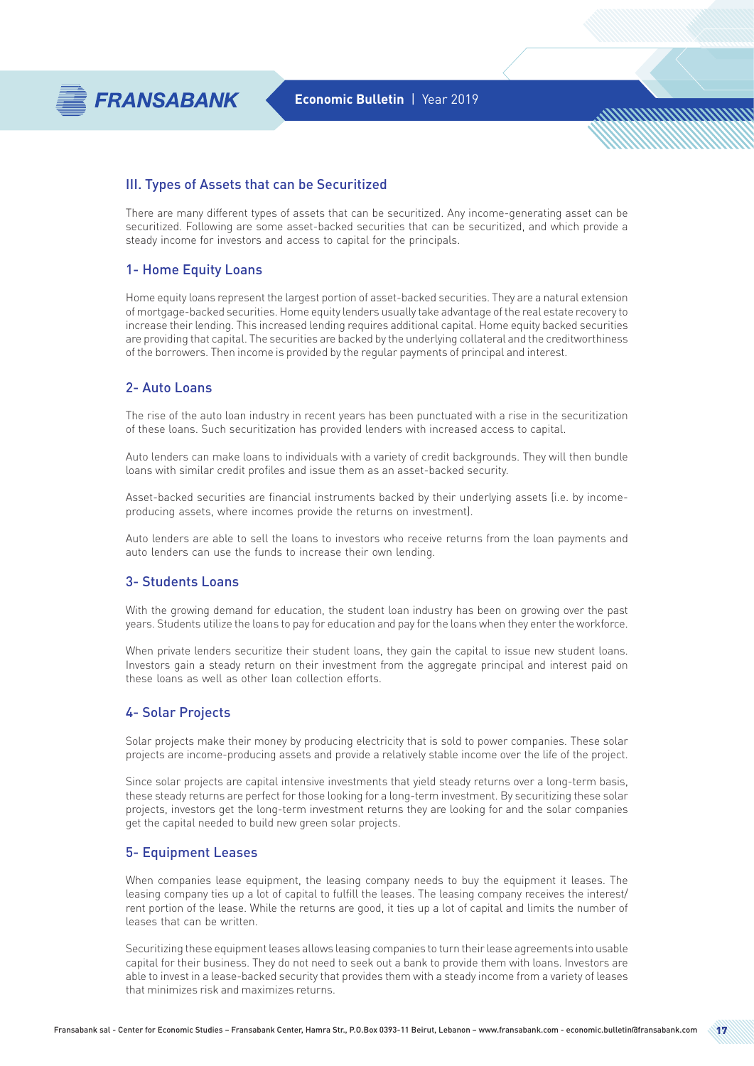## III. Types of Assets that can be Securitized

There are many different types of assets that can be securitized. Any income-generating asset can be securitized. Following are some asset-backed securities that can be securitized, and which provide a steady income for investors and access to capital for the principals.

### 1- Home Equity Loans

Home equity loans represent the largest portion of asset-backed securities. They are a natural extension of mortgage-backed securities. Home equity lenders usually take advantage of the real estate recovery to increase their lending. This increased lending requires additional capital. Home equity backed securities are providing that capital. The securities are backed by the underlying collateral and the creditworthiness of the borrowers. Then income is provided by the regular payments of principal and interest.

### 2- Auto Loans

The rise of the auto loan industry in recent years has been punctuated with a rise in the securitization of these loans. Such securitization has provided lenders with increased access to capital.

Auto lenders can make loans to individuals with a variety of credit backgrounds. They will then bundle loans with similar credit profiles and issue them as an asset-backed security.

Asset-backed securities are financial instruments backed by their underlying assets (i.e. by income-producing assets, where incomes provide the returns on investment).

Auto lenders are able to sell the loans to investors who receive returns from the loan payments and auto lenders can use the funds to increase their own lending.

### 3- Students Loans

With the growing demand for education, the student loan industry has been on growing over the past years. Students utilize the loans to pay for education and pay for the loans when they enter the workforce.

When private lenders securitize their student loans, they gain the capital to issue new student loans. Investors gain a steady return on their investment from the aggregate principal and interest paid on these loans as well as other loan collection efforts.

### 4- Solar Projects

Solar projects make their money by producing electricity that is sold to power companies. These solar projects are income-producing assets and provide a relatively stable income over the life of the project.

Since solar projects are capital intensive investments that yield steady returns over a long-term basis, these steady returns are perfect for those looking for a long-term investment. By securitizing these solar projects, investors get the long-term investment returns they are looking for and the solar companies get the capital needed to build new green solar projects.

### 5- Equipment Leases

When companies lease equipment, the leasing company needs to buy the equipment it leases. The leasing company ties up a lot of capital to fulfill the leases. The leasing company receives the interest/rent portion of the lease. While the returns are good, it ties up a lot of capital and limits the number of leases that can be written.

Securitizing these equipment leases allows leasing companies to turn their lease agreements into usable capital for their business. They do not need to seek out a bank to provide them with loans. Investors are able to invest in a lease-backed security that provides them with a steady income from a variety of leases that minimizes risk and maximizes returns.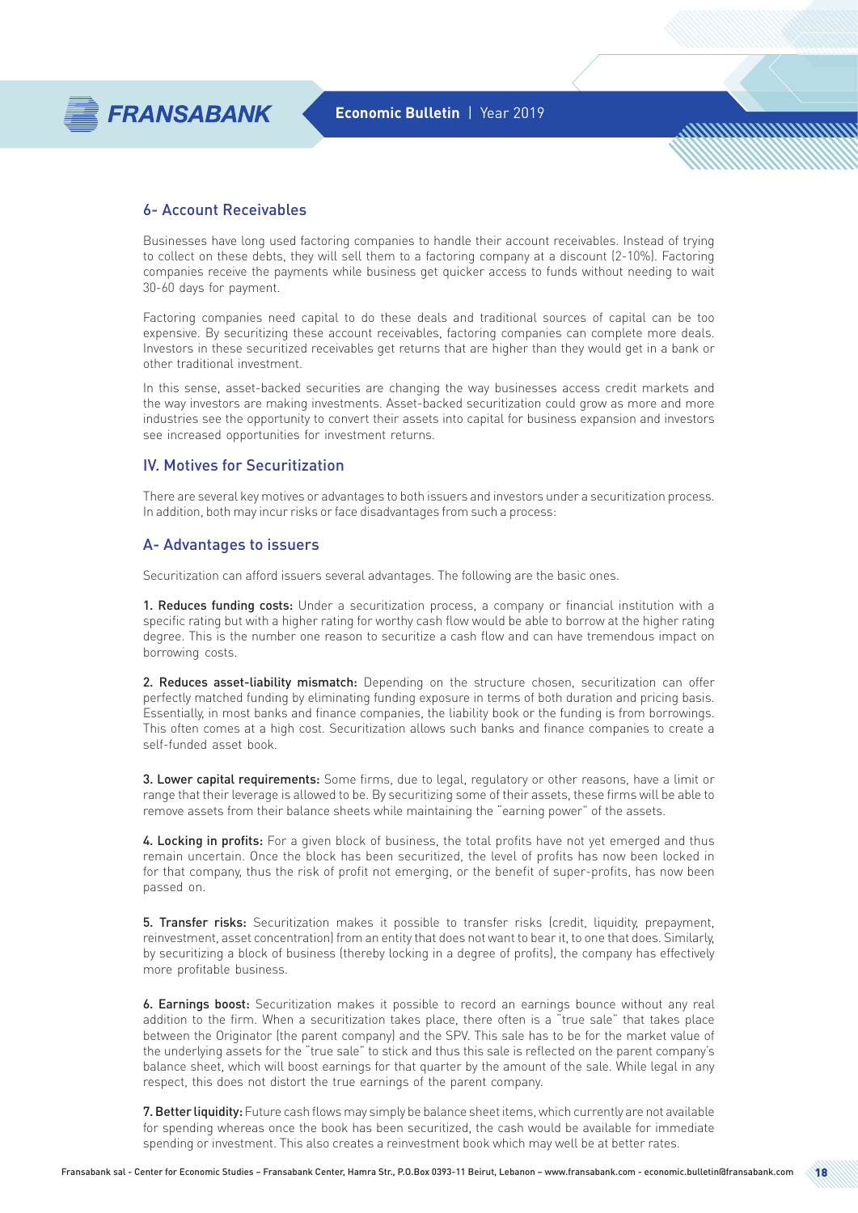### 6- Account Receivables

Businesses have long used factoring companies to handle their account receivables. Instead of trying to collect on these debts, they will sell them to a factoring company at a discount (2-10%). Factoring companies receive the payments while business get quicker access to funds without needing to wait 30-60 days for payment.

Factoring companies need capital to do these deals and traditional sources of capital can be too expensive. By securitizing these account receivables, factoring companies can complete more deals. Investors in these securitized receivables get returns that are higher than they would get in a bank or other traditional investment.

In this sense, asset-backed securities are changing the way businesses access credit markets and the way investors are making investments. Asset-backed securitization could grow as more and more industries see the opportunity to convert their assets into capital for business expansion and investors see increased opportunities for investment returns.

## IV. Motives for Securitization

There are several key motives or advantages to both issuers and investors under a securitization process. In addition, both may incur risks or face disadvantages from such a process:

### A- Advantages to issuers

Securitization can afford issuers several advantages. The following are the basic ones.

**1. Reduces funding costs:** Under a securitization process, a company or financial institution with a specific rating but with a higher rating for worthy cash flow would be able to borrow at the higher rating degree. This is the number one reason to securitize a cash flow and can have tremendous impact on borrowing costs.

**2. Reduces asset-liability mismatch:** Depending on the structure chosen, securitization can offer perfectly matched funding by eliminating funding exposure in terms of both duration and pricing basis. Essentially, in most banks and finance companies, the liability book or the funding is from borrowings. This often comes at a high cost. Securitization allows such banks and finance companies to create a self-funded asset book.

**3. Lower capital requirements:** Some firms, due to legal, regulatory or other reasons, have a limit or range that their leverage is allowed to be. By securitizing some of their assets, these firms will be able to remove assets from their balance sheets while maintaining the "earning power" of the assets.

**4. Locking in profits:** For a given block of business, the total profits have not yet emerged and thus remain uncertain. Once the block has been securitized, the level of profits has now been locked in for that company, thus the risk of profit not emerging, or the benefit of super-profits, has now been passed on.

**5. Transfer risks:** Securitization makes it possible to transfer risks (credit, liquidity, prepayment, reinvestment, asset concentration) from an entity that does not want to bear it, to one that does. Similarly, by securitizing a block of business (thereby locking in a degree of profits), the company has effectively more profitable business.

**6. Earnings boost:** Securitization makes it possible to record an earnings bounce without any real addition to the firm. When a securitization takes place, there often is a "true sale" that takes place between the Originator (the parent company) and the SPV. This sale has to be for the market value of the underlying assets for the "true sale" to stick and thus this sale is reflected on the parent company's balance sheet, which will boost earnings for that quarter by the amount of the sale. While legal in any respect, this does not distort the true earnings of the parent company.

**7. Better liquidity:** Future cash flows may simply be balance sheet items, which currently are not available for spending whereas once the book has been securitized, the cash would be available for immediate spending or investment. This also creates a reinvestment book which may well be at better rates.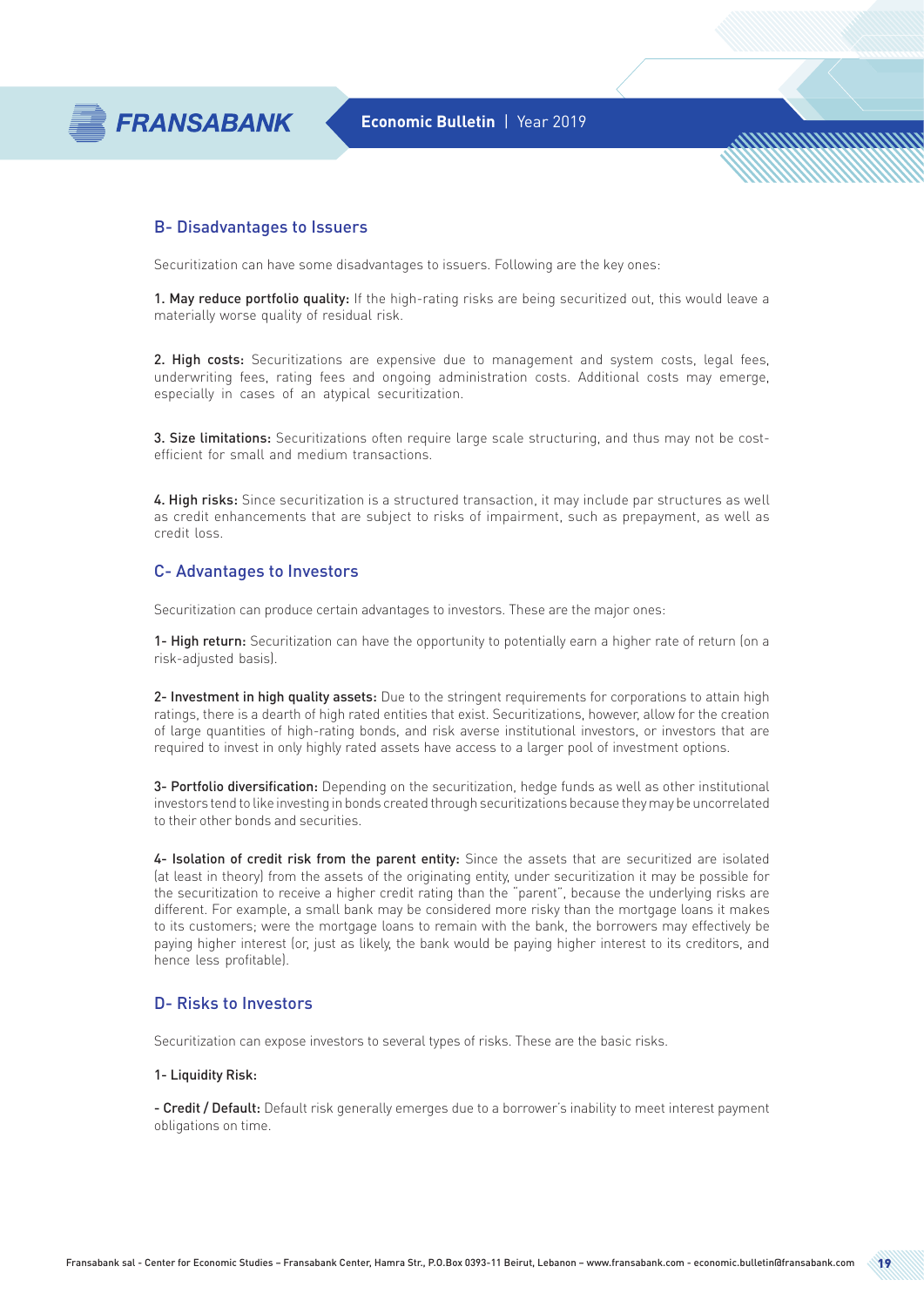## B- Disadvantages to Issuers

Securitization can have some disadvantages to issuers. Following are the key ones:

**1. May reduce portfolio quality:** If the high-rating risks are being securitized out, this would leave a materially worse quality of residual risk.

**2. High costs:** Securitizations are expensive due to management and system costs, legal fees, underwriting fees, rating fees and ongoing administration costs. Additional costs may emerge, especially in cases of an atypical securitization.

**3. Size limitations:** Securitizations often require large scale structuring, and thus may not be cost-efficient for small and medium transactions.

**4. High risks:** Since securitization is a structured transaction, it may include par structures as well as credit enhancements that are subject to risks of impairment, such as prepayment, as well as credit loss.

## C- Advantages to Investors

Securitization can produce certain advantages to investors. These are the major ones:

**1- High return:** Securitization can have the opportunity to potentially earn a higher rate of return (on a risk-adjusted basis).

**2- Investment in high quality assets:** Due to the stringent requirements for corporations to attain high ratings, there is a dearth of high rated entities that exist. Securitizations, however, allow for the creation of large quantities of high-rating bonds, and risk averse institutional investors, or investors that are required to invest in only highly rated assets have access to a larger pool of investment options.

**3- Portfolio diversification:** Depending on the securitization, hedge funds as well as other institutional investors tend to like investing in bonds created through securitizations because they may be uncorrelated to their other bonds and securities.

**4- Isolation of credit risk from the parent entity:** Since the assets that are securitized are isolated (at least in theory) from the assets of the originating entity, under securitization it may be possible for the securitization to receive a higher credit rating than the "parent", because the underlying risks are different. For example, a small bank may be considered more risky than the mortgage loans it makes to its customers; were the mortgage loans to remain with the bank, the borrowers may effectively be paying higher interest (or, just as likely, the bank would be paying higher interest to its creditors, and hence less profitable).

## D- Risks to Investors

Securitization can expose investors to several types of risks. These are the basic risks.

**1- Liquidity Risk:**

**- Credit / Default:** Default risk generally emerges due to a borrower's inability to meet interest payment obligations on time.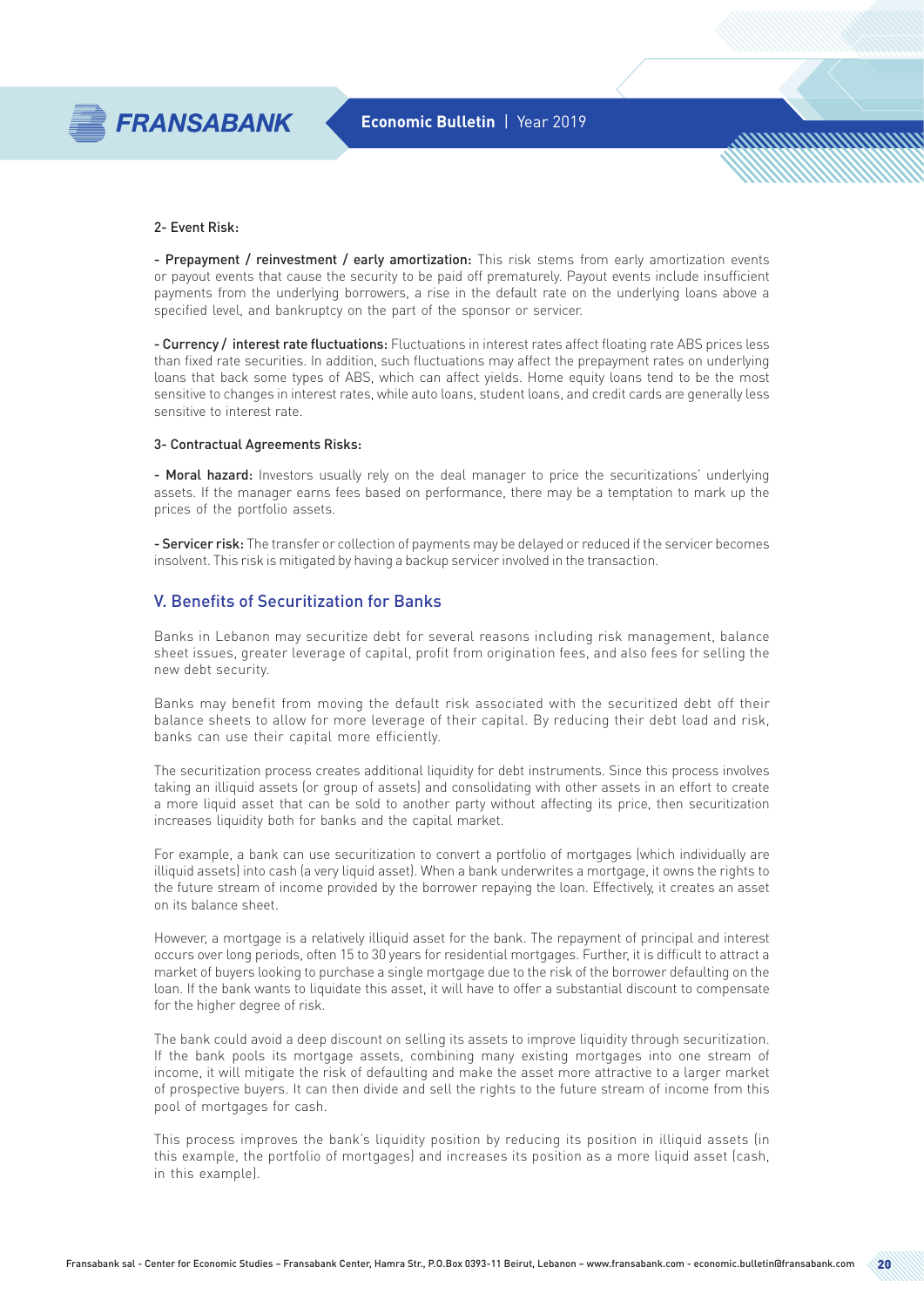2- Event Risk:

- **Prepayment / reinvestment / early amortization:** This risk stems from early amortization events or payout events that cause the security to be paid off prematurely. Payout events include insufficient payments from the underlying borrowers, a rise in the default rate on the underlying loans above a specified level, and bankruptcy on the part of the sponsor or servicer.

- **Currency / interest rate fluctuations:** Fluctuations in interest rates affect floating rate ABS prices less than fixed rate securities. In addition, such fluctuations may affect the prepayment rates on underlying loans that back some types of ABS, which can affect yields. Home equity loans tend to be the most sensitive to changes in interest rates, while auto loans, student loans, and credit cards are generally less sensitive to interest rate.

3- Contractual Agreements Risks:

- **Moral hazard:** Investors usually rely on the deal manager to price the securitizations' underlying assets. If the manager earns fees based on performance, there may be a temptation to mark up the prices of the portfolio assets.

- **Servicer risk:** The transfer or collection of payments may be delayed or reduced if the servicer becomes insolvent. This risk is mitigated by having a backup servicer involved in the transaction.

## V. Benefits of Securitization for Banks

Banks in Lebanon may securitize debt for several reasons including risk management, balance sheet issues, greater leverage of capital, profit from origination fees, and also fees for selling the new debt security.

Banks may benefit from moving the default risk associated with the securitized debt off their balance sheets to allow for more leverage of their capital. By reducing their debt load and risk, banks can use their capital more efficiently.

The securitization process creates additional liquidity for debt instruments. Since this process involves taking an illiquid assets (or group of assets) and consolidating with other assets in an effort to create a more liquid asset that can be sold to another party without affecting its price, then securitization increases liquidity both for banks and the capital market.

For example, a bank can use securitization to convert a portfolio of mortgages (which individually are illiquid assets) into cash (a very liquid asset). When a bank underwrites a mortgage, it owns the rights to the future stream of income provided by the borrower repaying the loan. Effectively, it creates an asset on its balance sheet.

However, a mortgage is a relatively illiquid asset for the bank. The repayment of principal and interest occurs over long periods, often 15 to 30 years for residential mortgages. Further, it is difficult to attract a market of buyers looking to purchase a single mortgage due to the risk of the borrower defaulting on the loan. If the bank wants to liquidate this asset, it will have to offer a substantial discount to compensate for the higher degree of risk.

The bank could avoid a deep discount on selling its assets to improve liquidity through securitization. If the bank pools its mortgage assets, combining many existing mortgages into one stream of income, it will mitigate the risk of defaulting and make the asset more attractive to a larger market of prospective buyers. It can then divide and sell the rights to the future stream of income from this pool of mortgages for cash.

This process improves the bank's liquidity position by reducing its position in illiquid assets (in this example, the portfolio of mortgages) and increases its position as a more liquid asset (cash, in this example).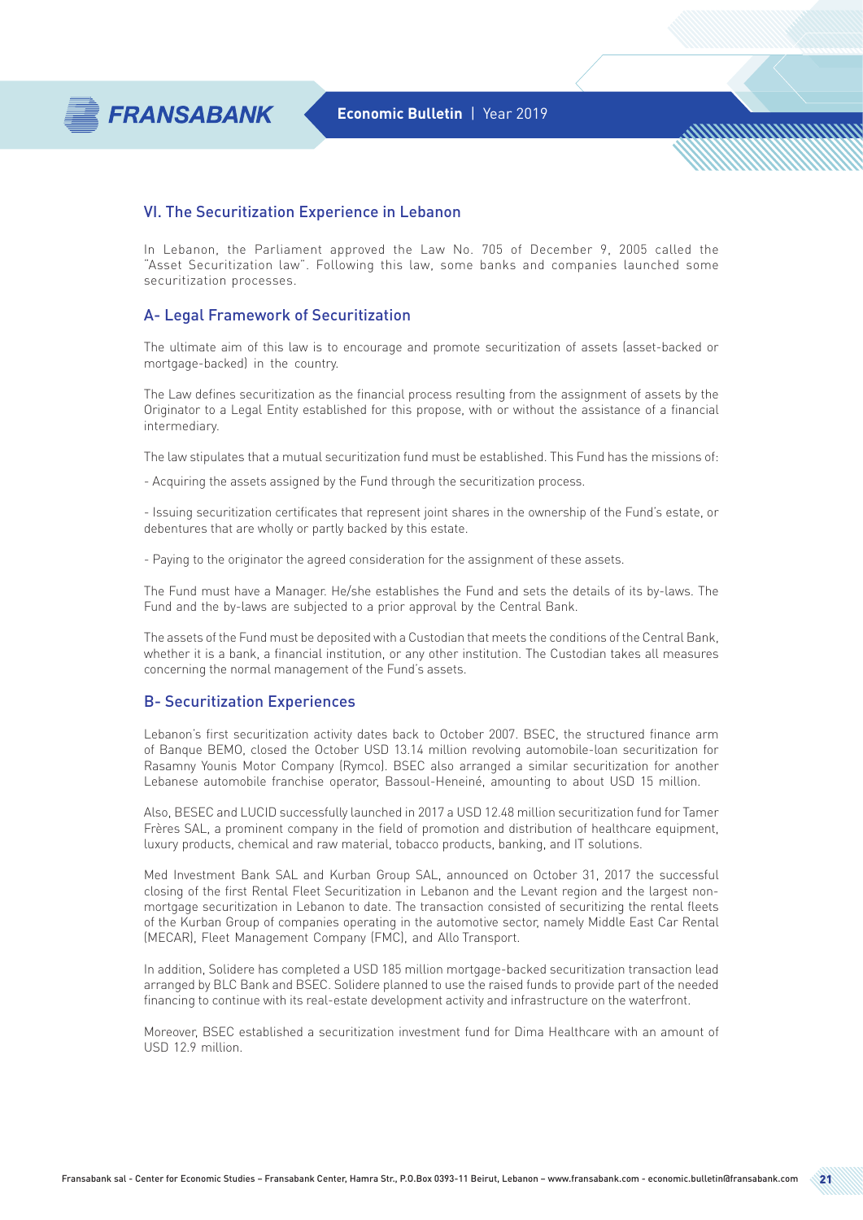## VI. The Securitization Experience in Lebanon

In Lebanon, the Parliament approved the Law No. 705 of December 9, 2005 called the "Asset Securitization law". Following this law, some banks and companies launched some securitization processes.

### A- Legal Framework of Securitization

The ultimate aim of this law is to encourage and promote securitization of assets (asset-backed or mortgage-backed) in the country.

The Law defines securitization as the financial process resulting from the assignment of assets by the Originator to a Legal Entity established for this propose, with or without the assistance of a financial intermediary.

The law stipulates that a mutual securitization fund must be established. This Fund has the missions of:

- Acquiring the assets assigned by the Fund through the securitization process.

- Issuing securitization certificates that represent joint shares in the ownership of the Fund's estate, or debentures that are wholly or partly backed by this estate.

- Paying to the originator the agreed consideration for the assignment of these assets.

The Fund must have a Manager. He/she establishes the Fund and sets the details of its by-laws. The Fund and the by-laws are subjected to a prior approval by the Central Bank.

The assets of the Fund must be deposited with a Custodian that meets the conditions of the Central Bank, whether it is a bank, a financial institution, or any other institution. The Custodian takes all measures concerning the normal management of the Fund's assets.

### B- Securitization Experiences

Lebanon's first securitization activity dates back to October 2007. BSEC, the structured finance arm of Banque BEMO, closed the October USD 13.14 million revolving automobile-loan securitization for Rasamny Younis Motor Company (Rymco). BSEC also arranged a similar securitization for another Lebanese automobile franchise operator, Bassoul-Heneiné, amounting to about USD 15 million.

Also, BESEC and LUCID successfully launched in 2017 a USD 12.48 million securitization fund for Tamer Frères SAL, a prominent company in the field of promotion and distribution of healthcare equipment, luxury products, chemical and raw material, tobacco products, banking, and IT solutions.

Med Investment Bank SAL and Kurban Group SAL, announced on October 31, 2017 the successful closing of the first Rental Fleet Securitization in Lebanon and the Levant region and the largest non-mortgage securitization in Lebanon to date. The transaction consisted of securitizing the rental fleets of the Kurban Group of companies operating in the automotive sector, namely Middle East Car Rental (MECAR), Fleet Management Company (FMC), and Allo Transport.

In addition, Solidere has completed a USD 185 million mortgage-backed securitization transaction lead arranged by BLC Bank and BSEC. Solidere planned to use the raised funds to provide part of the needed financing to continue with its real-estate development activity and infrastructure on the waterfront.

Moreover, BSEC established a securitization investment fund for Dima Healthcare with an amount of USD 12.9 million.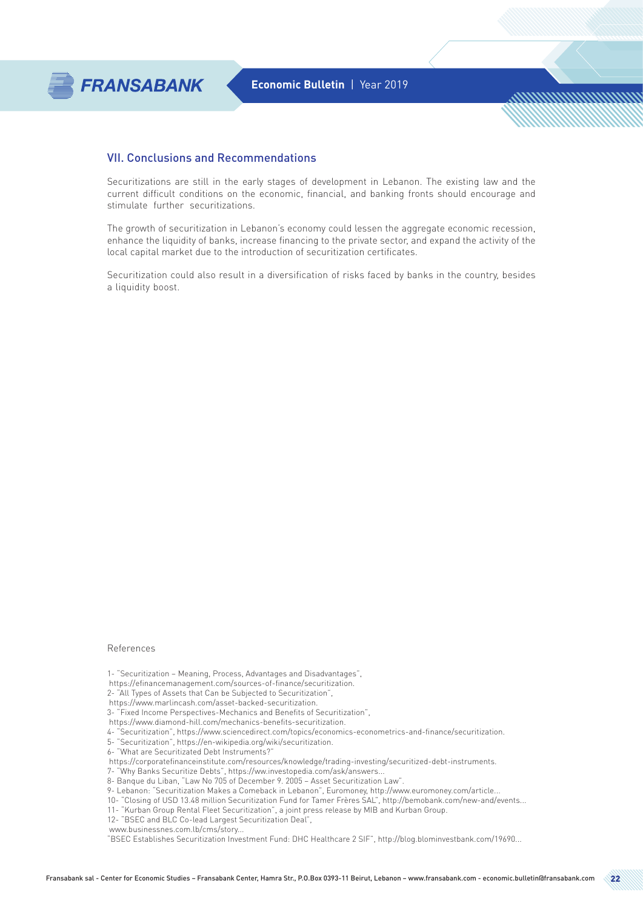## VII. Conclusions and Recommendations

Securitizations are still in the early stages of development in Lebanon. The existing law and the current difficult conditions on the economic, financial, and banking fronts should encourage and stimulate further securitizations.

The growth of securitization in Lebanon's economy could lessen the aggregate economic recession, enhance the liquidity of banks, increase financing to the private sector, and expand the activity of the local capital market due to the introduction of securitization certificates.

Securitization could also result in a diversification of risks faced by banks in the country, besides a liquidity boost.

References

1- "Securitization – Meaning, Process, Advantages and Disadvantages", https://efinancemanagement.com/sources-of-finance/securitization.
2- "All Types of Assets that Can be Subjected to Securitization", https://www.marlincash.com/asset-backed-securitization.
3- "Fixed Income Perspectives-Mechanics and Benefits of Securitization", https://www.diamond-hill.com/mechanics-benefits-securitization.
4- "Securitization", https://www.sciencedirect.com/topics/economics-econometrics-and-finance/securitization.
5- "Securitization", https://en-wikipedia.org/wiki/securitization.
6- "What are Securitizated Debt Instruments?" https://corporatefinanceinstitute.com/resources/knowledge/trading-investing/securitized-debt-instruments.
7- "Why Banks Securitize Debts", https://ww.investopedia.com/ask/answers...
8- Banque du Liban, "Law No 705 of December 9. 2005 – Asset Securitization Law".
9- Lebanon: "Securitization Makes a Comeback in Lebanon", Euromoney, http://www.euromoney.com/article...
10- "Closing of USD 13.48 million Securitization Fund for Tamer Frères SAL", http://bemobank.com/new-and/events...
11- "Kurban Group Rental Fleet Securitization", a joint press release by MIB and Kurban Group.
12- "BSEC and BLC Co-lead Largest Securitization Deal", www.businessnes.com.lb/cms/story...
"BSEC Establishes Securitization Investment Fund: DHC Healthcare 2 SIF", http://blog.blominvestbank.com/19690...